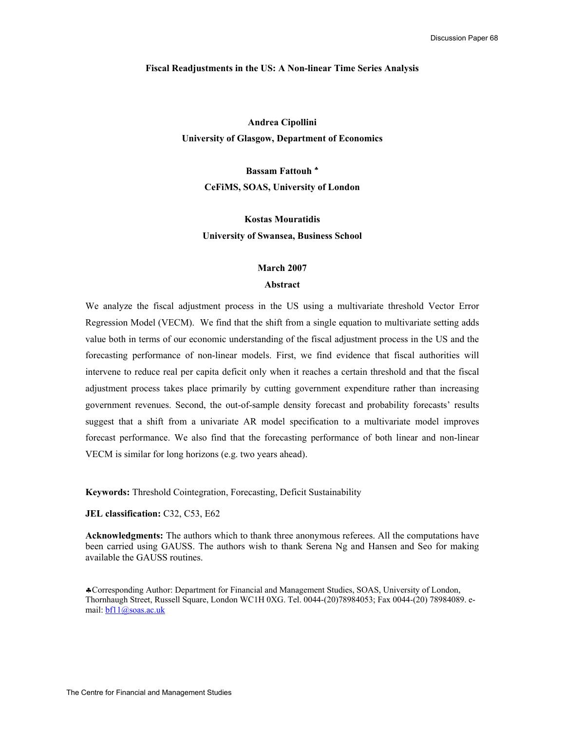# Fiscal Readjustments in the US: A Non-linear Time Series Analysis

**Andrea Cipollini**
**University of Glasgow, Department of Economics**

**Bassam Fattouh** ♣
**CeFiMS, SOAS, University of London**

**Kostas Mouratidis**
**University of Swansea, Business School**

**March 2007**

## Abstract

We analyze the fiscal adjustment process in the US using a multivariate threshold Vector Error Regression Model (VECM). We find that the shift from a single equation to multivariate setting adds value both in terms of our economic understanding of the fiscal adjustment process in the US and the forecasting performance of non-linear models. First, we find evidence that fiscal authorities will intervene to reduce real per capita deficit only when it reaches a certain threshold and that the fiscal adjustment process takes place primarily by cutting government expenditure rather than increasing government revenues. Second, the out-of-sample density forecast and probability forecasts' results suggest that a shift from a univariate AR model specification to a multivariate model improves forecast performance. We also find that the forecasting performance of both linear and non-linear VECM is similar for long horizons (e.g. two years ahead).

**Keywords:** Threshold Cointegration, Forecasting, Deficit Sustainability

**JEL classification:** C32, C53, E62

**Acknowledgments:** The authors which to thank three anonymous referees. All the computations have been carried using GAUSS. The authors wish to thank Serena Ng and Hansen and Seo for making available the GAUSS routines.

♣Corresponding Author: Department for Financial and Management Studies, SOAS, University of London, Thornhaugh Street, Russell Square, London WC1H 0XG. Tel. 0044-(20)78984053; Fax 0044-(20) 78984089. e-mail: bf11@soas.ac.uk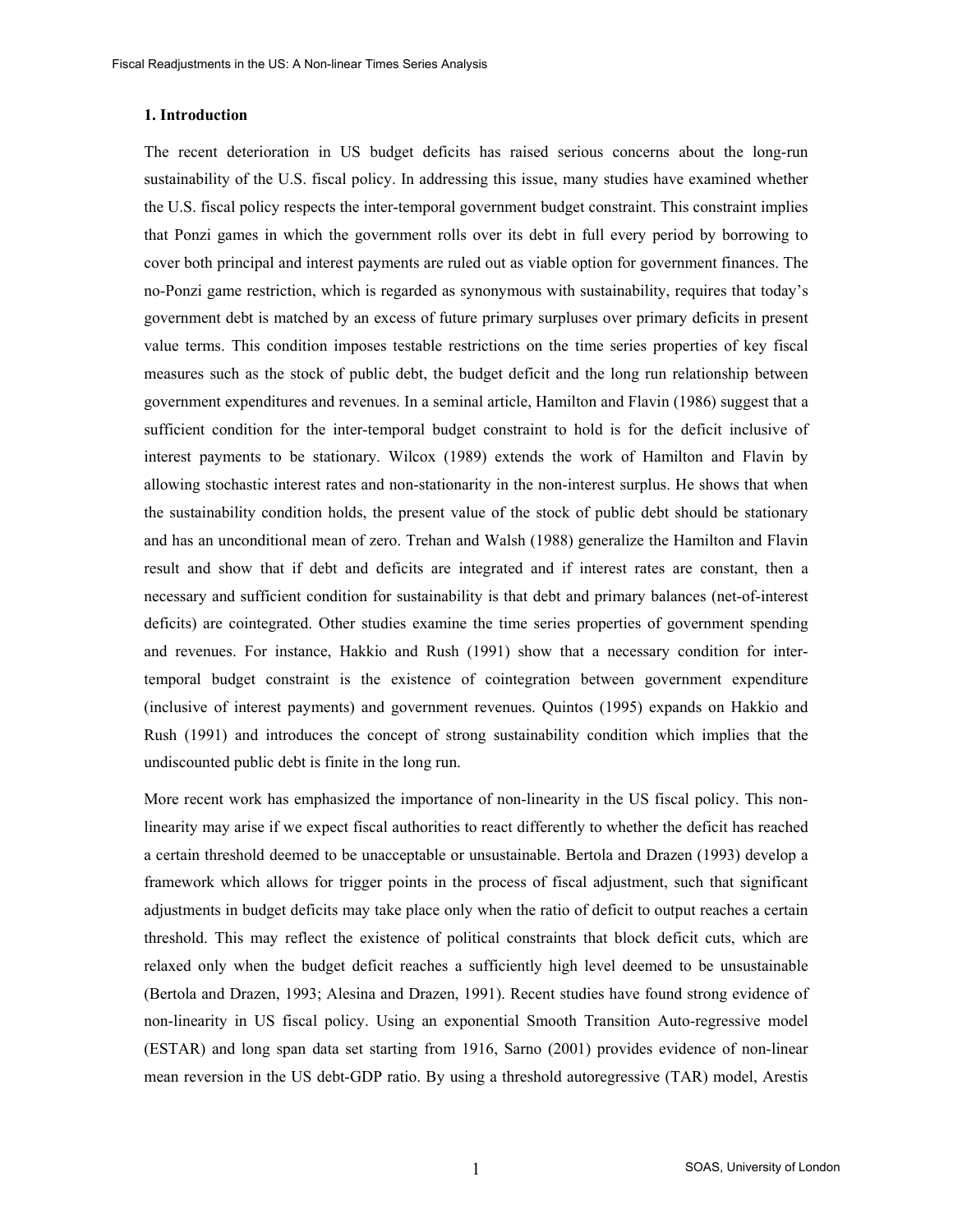## 1. Introduction

The recent deterioration in US budget deficits has raised serious concerns about the long-run sustainability of the U.S. fiscal policy. In addressing this issue, many studies have examined whether the U.S. fiscal policy respects the inter-temporal government budget constraint. This constraint implies that Ponzi games in which the government rolls over its debt in full every period by borrowing to cover both principal and interest payments are ruled out as viable option for government finances. The no-Ponzi game restriction, which is regarded as synonymous with sustainability, requires that today's government debt is matched by an excess of future primary surpluses over primary deficits in present value terms. This condition imposes testable restrictions on the time series properties of key fiscal measures such as the stock of public debt, the budget deficit and the long run relationship between government expenditures and revenues. In a seminal article, Hamilton and Flavin (1986) suggest that a sufficient condition for the inter-temporal budget constraint to hold is for the deficit inclusive of interest payments to be stationary. Wilcox (1989) extends the work of Hamilton and Flavin by allowing stochastic interest rates and non-stationarity in the non-interest surplus. He shows that when the sustainability condition holds, the present value of the stock of public debt should be stationary and has an unconditional mean of zero. Trehan and Walsh (1988) generalize the Hamilton and Flavin result and show that if debt and deficits are integrated and if interest rates are constant, then a necessary and sufficient condition for sustainability is that debt and primary balances (net-of-interest deficits) are cointegrated. Other studies examine the time series properties of government spending and revenues. For instance, Hakkio and Rush (1991) show that a necessary condition for inter-temporal budget constraint is the existence of cointegration between government expenditure (inclusive of interest payments) and government revenues. Quintos (1995) expands on Hakkio and Rush (1991) and introduces the concept of strong sustainability condition which implies that the undiscounted public debt is finite in the long run.

More recent work has emphasized the importance of non-linearity in the US fiscal policy. This non-linearity may arise if we expect fiscal authorities to react differently to whether the deficit has reached a certain threshold deemed to be unacceptable or unsustainable. Bertola and Drazen (1993) develop a framework which allows for trigger points in the process of fiscal adjustment, such that significant adjustments in budget deficits may take place only when the ratio of deficit to output reaches a certain threshold. This may reflect the existence of political constraints that block deficit cuts, which are relaxed only when the budget deficit reaches a sufficiently high level deemed to be unsustainable (Bertola and Drazen, 1993; Alesina and Drazen, 1991). Recent studies have found strong evidence of non-linearity in US fiscal policy. Using an exponential Smooth Transition Auto-regressive model (ESTAR) and long span data set starting from 1916, Sarno (2001) provides evidence of non-linear mean reversion in the US debt-GDP ratio. By using a threshold autoregressive (TAR) model, Arestis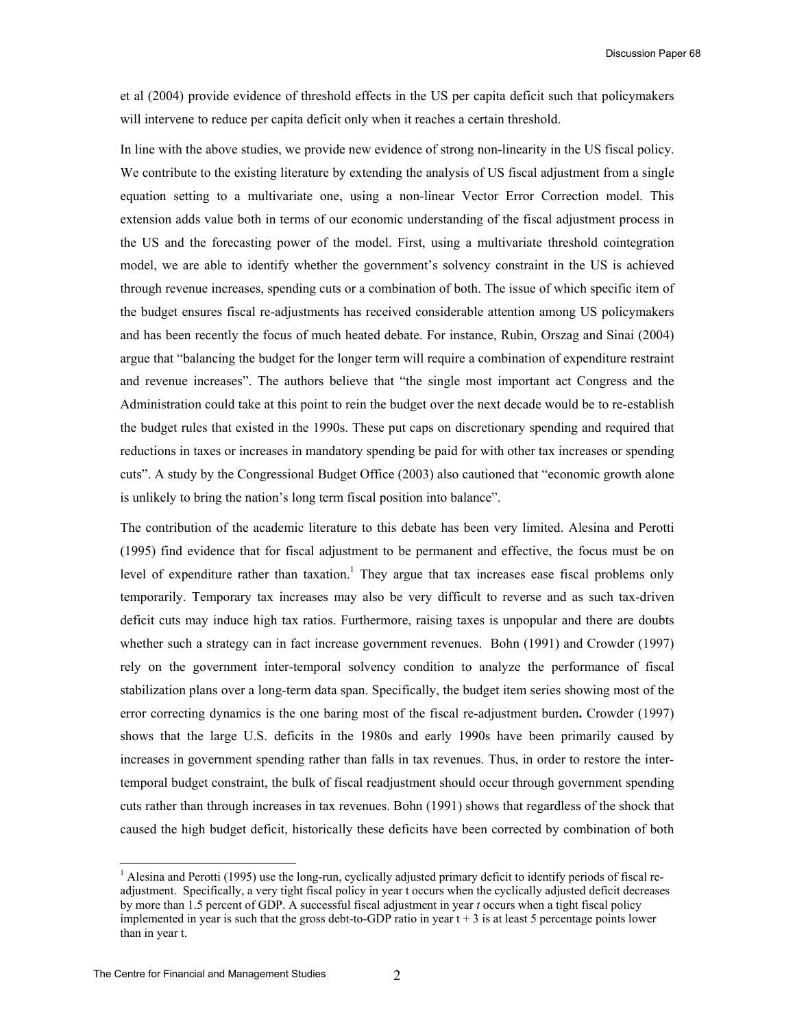et al (2004) provide evidence of threshold effects in the US per capita deficit such that policymakers will intervene to reduce per capita deficit only when it reaches a certain threshold.

In line with the above studies, we provide new evidence of strong non-linearity in the US fiscal policy. We contribute to the existing literature by extending the analysis of US fiscal adjustment from a single equation setting to a multivariate one, using a non-linear Vector Error Correction model. This extension adds value both in terms of our economic understanding of the fiscal adjustment process in the US and the forecasting power of the model. First, using a multivariate threshold cointegration model, we are able to identify whether the government's solvency constraint in the US is achieved through revenue increases, spending cuts or a combination of both. The issue of which specific item of the budget ensures fiscal re-adjustments has received considerable attention among US policymakers and has been recently the focus of much heated debate. For instance, Rubin, Orszag and Sinai (2004) argue that "balancing the budget for the longer term will require a combination of expenditure restraint and revenue increases". The authors believe that "the single most important act Congress and the Administration could take at this point to rein the budget over the next decade would be to re-establish the budget rules that existed in the 1990s. These put caps on discretionary spending and required that reductions in taxes or increases in mandatory spending be paid for with other tax increases or spending cuts". A study by the Congressional Budget Office (2003) also cautioned that "economic growth alone is unlikely to bring the nation's long term fiscal position into balance".

The contribution of the academic literature to this debate has been very limited. Alesina and Perotti (1995) find evidence that for fiscal adjustment to be permanent and effective, the focus must be on level of expenditure rather than taxation.[1] They argue that tax increases ease fiscal problems only temporarily. Temporary tax increases may also be very difficult to reverse and as such tax-driven deficit cuts may induce high tax ratios. Furthermore, raising taxes is unpopular and there are doubts whether such a strategy can in fact increase government revenues. Bohn (1991) and Crowder (1997) rely on the government inter-temporal solvency condition to analyze the performance of fiscal stabilization plans over a long-term data span. Specifically, the budget item series showing most of the error correcting dynamics is the one baring most of the fiscal re-adjustment burden**.** Crowder (1997) shows that the large U.S. deficits in the 1980s and early 1990s have been primarily caused by increases in government spending rather than falls in tax revenues. Thus, in order to restore the inter-temporal budget constraint, the bulk of fiscal readjustment should occur through government spending cuts rather than through increases in tax revenues. Bohn (1991) shows that regardless of the shock that caused the high budget deficit, historically these deficits have been corrected by combination of both

[1] Alesina and Perotti (1995) use the long-run, cyclically adjusted primary deficit to identify periods of fiscal re-adjustment. Specifically, a very tight fiscal policy in year t occurs when the cyclically adjusted deficit decreases by more than 1.5 percent of GDP. A successful fiscal adjustment in year *t* occurs when a tight fiscal policy implemented in year is such that the gross debt-to-GDP ratio in year t + 3 is at least 5 percentage points lower than in year t.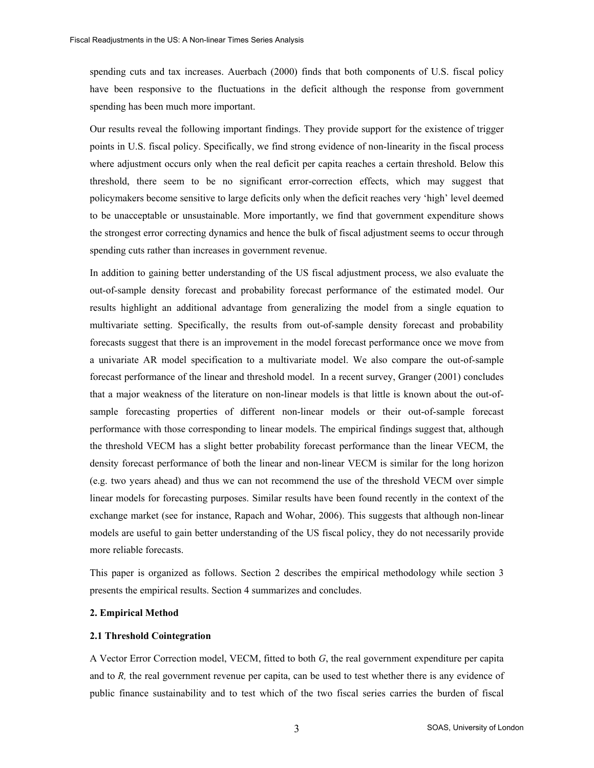spending cuts and tax increases. Auerbach (2000) finds that both components of U.S. fiscal policy have been responsive to the fluctuations in the deficit although the response from government spending has been much more important.

Our results reveal the following important findings. They provide support for the existence of trigger points in U.S. fiscal policy. Specifically, we find strong evidence of non-linearity in the fiscal process where adjustment occurs only when the real deficit per capita reaches a certain threshold. Below this threshold, there seem to be no significant error-correction effects, which may suggest that policymakers become sensitive to large deficits only when the deficit reaches very 'high' level deemed to be unacceptable or unsustainable. More importantly, we find that government expenditure shows the strongest error correcting dynamics and hence the bulk of fiscal adjustment seems to occur through spending cuts rather than increases in government revenue.

In addition to gaining better understanding of the US fiscal adjustment process, we also evaluate the out-of-sample density forecast and probability forecast performance of the estimated model. Our results highlight an additional advantage from generalizing the model from a single equation to multivariate setting. Specifically, the results from out-of-sample density forecast and probability forecasts suggest that there is an improvement in the model forecast performance once we move from a univariate AR model specification to a multivariate model. We also compare the out-of-sample forecast performance of the linear and threshold model. In a recent survey, Granger (2001) concludes that a major weakness of the literature on non-linear models is that little is known about the out-of-sample forecasting properties of different non-linear models or their out-of-sample forecast performance with those corresponding to linear models. The empirical findings suggest that, although the threshold VECM has a slight better probability forecast performance than the linear VECM, the density forecast performance of both the linear and non-linear VECM is similar for the long horizon (e.g. two years ahead) and thus we can not recommend the use of the threshold VECM over simple linear models for forecasting purposes. Similar results have been found recently in the context of the exchange market (see for instance, Rapach and Wohar, 2006). This suggests that although non-linear models are useful to gain better understanding of the US fiscal policy, they do not necessarily provide more reliable forecasts.

This paper is organized as follows. Section 2 describes the empirical methodology while section 3 presents the empirical results. Section 4 summarizes and concludes.

## 2. Empirical Method

### 2.1 Threshold Cointegration

A Vector Error Correction model, VECM, fitted to both $G$, the real government expenditure per capita and to $R$, the real government revenue per capita, can be used to test whether there is any evidence of public finance sustainability and to test which of the two fiscal series carries the burden of fiscal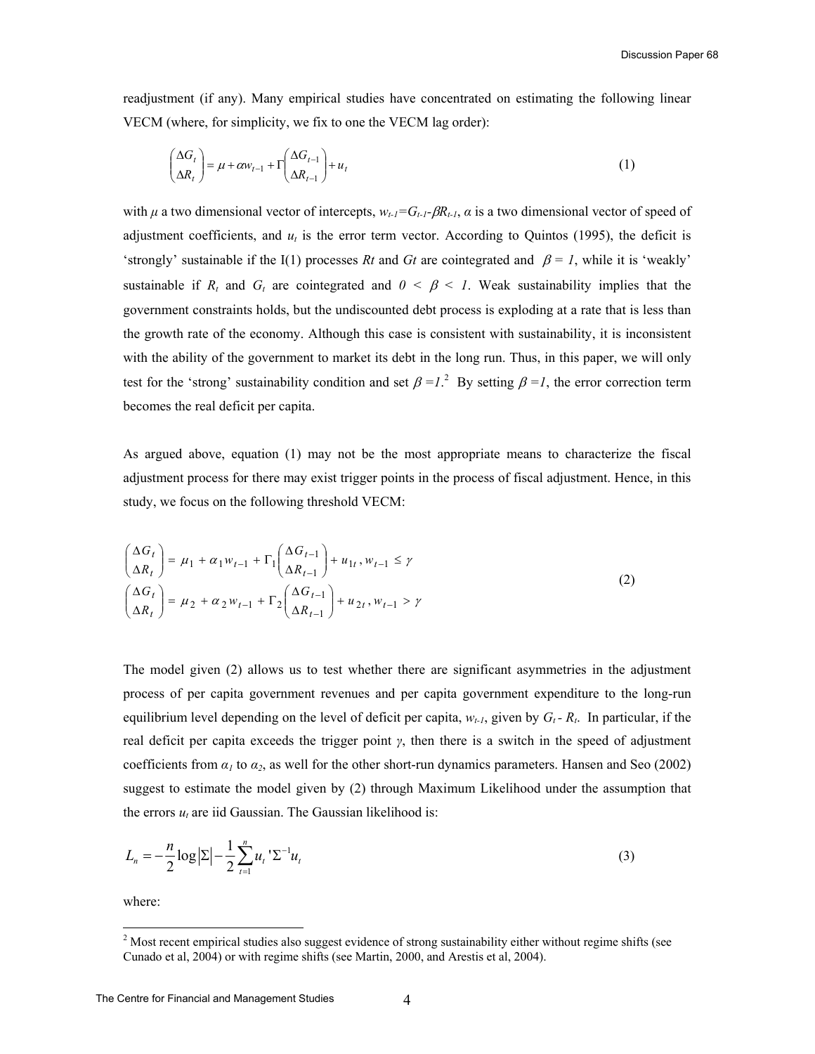readjustment (if any). Many empirical studies have concentrated on estimating the following linear VECM (where, for simplicity, we fix to one the VECM lag order):

$$\begin{pmatrix} \Delta G_t \\ \Delta R_t \end{pmatrix} = \mu + \alpha w_{t-1} + \Gamma \begin{pmatrix} \Delta G_{t-1} \\ \Delta R_{t-1} \end{pmatrix} + u_t \tag{1}$$

with $\mu$ a two dimensional vector of intercepts, $w_{t-1}=G_{t-1}-\beta R_{t-1}$, $\alpha$ is a two dimensional vector of speed of adjustment coefficients, and $u_t$ is the error term vector. According to Quintos (1995), the deficit is 'strongly' sustainable if the I(1) processes $Rt$ and $Gt$ are cointegrated and $\beta = 1$, while it is 'weakly' sustainable if $R_t$ and $G_t$ are cointegrated and $0 < \beta < 1$. Weak sustainability implies that the government constraints holds, but the undiscounted debt process is exploding at a rate that is less than the growth rate of the economy. Although this case is consistent with sustainability, it is inconsistent with the ability of the government to market its debt in the long run. Thus, in this paper, we will only test for the 'strong' sustainability condition and set $\beta =1$.[2] By setting $\beta =1$, the error correction term becomes the real deficit per capita.

As argued above, equation (1) may not be the most appropriate means to characterize the fiscal adjustment process for there may exist trigger points in the process of fiscal adjustment. Hence, in this study, we focus on the following threshold VECM:

$$\begin{aligned} \begin{pmatrix} \Delta G_t \\ \Delta R_t \end{pmatrix} &= \mu_1 + \alpha_1 w_{t-1} + \Gamma_1 \begin{pmatrix} \Delta G_{t-1} \\ \Delta R_{t-1} \end{pmatrix} + u_{1t}, \; w_{t-1} \le \gamma \\ \begin{pmatrix} \Delta G_t \\ \Delta R_t \end{pmatrix} &= \mu_2 + \alpha_2 w_{t-1} + \Gamma_2 \begin{pmatrix} \Delta G_{t-1} \\ \Delta R_{t-1} \end{pmatrix} + u_{2t}, \; w_{t-1} > \gamma \end{aligned} \tag{2}$$

The model given (2) allows us to test whether there are significant asymmetries in the adjustment process of per capita government revenues and per capita government expenditure to the long-run equilibrium level depending on the level of deficit per capita, $w_{t-1}$, given by $G_t - R_t$. In particular, if the real deficit per capita exceeds the trigger point $\gamma$, then there is a switch in the speed of adjustment coefficients from $\alpha_1$ to $\alpha_2$, as well for the other short-run dynamics parameters. Hansen and Seo (2002) suggest to estimate the model given by (2) through Maximum Likelihood under the assumption that the errors $u_t$ are iid Gaussian. The Gaussian likelihood is:

$$L_n = -\frac{n}{2}\log|\Sigma| - \frac{1}{2}\sum_{t=1}^{n} u_t{}'\Sigma^{-1}u_t \tag{3}$$

where:

[2] Most recent empirical studies also suggest evidence of strong sustainability either without regime shifts (see Cunado et al, 2004) or with regime shifts (see Martin, 2000, and Arestis et al, 2004).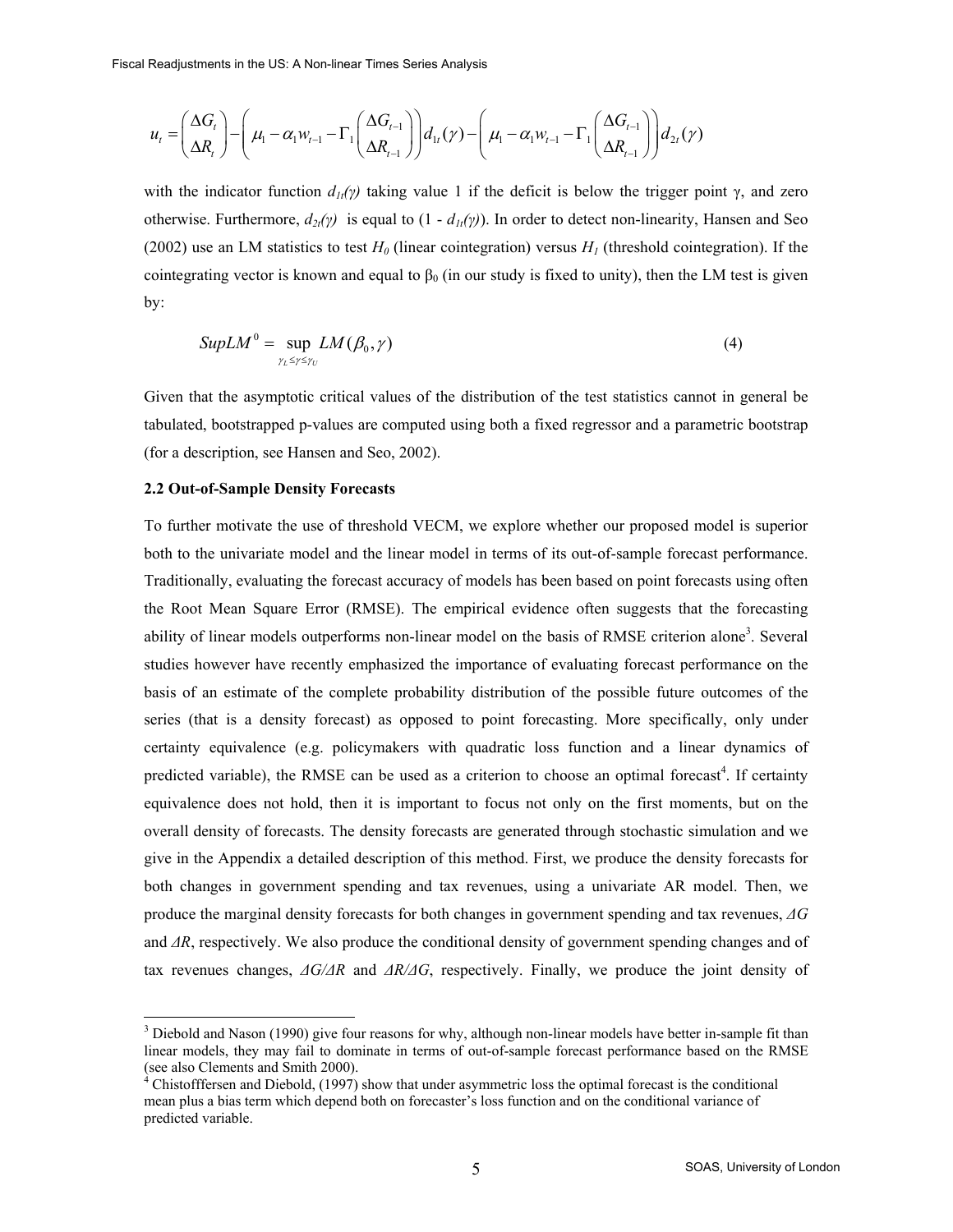$$u_t = \begin{pmatrix} \Delta G_t \\ \Delta R_t \end{pmatrix} - \left( \mu_1 - \alpha_1 w_{t-1} - \Gamma_1 \begin{pmatrix} \Delta G_{t-1} \\ \Delta R_{t-1} \end{pmatrix} \right) d_{1t}(\gamma) - \left( \mu_1 - \alpha_1 w_{t-1} - \Gamma_1 \begin{pmatrix} \Delta G_{t-1} \\ \Delta R_{t-1} \end{pmatrix} \right) d_{2t}(\gamma)$$

with the indicator function $d_{1t}(\gamma)$ taking value 1 if the deficit is below the trigger point γ, and zero otherwise. Furthermore, $d_{2t}(\gamma)$ is equal to $(1 - d_{1t}(\gamma))$. In order to detect non-linearity, Hansen and Seo (2002) use an LM statistics to test $H_0$ (linear cointegration) versus $H_1$ (threshold cointegration). If the cointegrating vector is known and equal to $\beta_0$ (in our study is fixed to unity), then the LM test is given by:

$$SupLM^0 = \sup_{\gamma_L \le \gamma \le \gamma_U} LM(\beta_0, \gamma) \tag{4}$$

Given that the asymptotic critical values of the distribution of the test statistics cannot in general be tabulated, bootstrapped p-values are computed using both a fixed regressor and a parametric bootstrap (for a description, see Hansen and Seo, 2002).

### 2.2 Out-of-Sample Density Forecasts

To further motivate the use of threshold VECM, we explore whether our proposed model is superior both to the univariate model and the linear model in terms of its out-of-sample forecast performance. Traditionally, evaluating the forecast accuracy of models has been based on point forecasts using often the Root Mean Square Error (RMSE). The empirical evidence often suggests that the forecasting ability of linear models outperforms non-linear model on the basis of RMSE criterion alone[3]. Several studies however have recently emphasized the importance of evaluating forecast performance on the basis of an estimate of the complete probability distribution of the possible future outcomes of the series (that is a density forecast) as opposed to point forecasting. More specifically, only under certainty equivalence (e.g. policymakers with quadratic loss function and a linear dynamics of predicted variable), the RMSE can be used as a criterion to choose an optimal forecast[4]. If certainty equivalence does not hold, then it is important to focus not only on the first moments, but on the overall density of forecasts. The density forecasts are generated through stochastic simulation and we give in the Appendix a detailed description of this method. First, we produce the density forecasts for both changes in government spending and tax revenues, using a univariate AR model. Then, we produce the marginal density forecasts for both changes in government spending and tax revenues, *ΔG* and *ΔR*, respectively. We also produce the conditional density of government spending changes and of tax revenues changes, *ΔG/ΔR* and *ΔR/ΔG*, respectively. Finally, we produce the joint density of

---

[3] Diebold and Nason (1990) give four reasons for why, although non-linear models have better in-sample fit than linear models, they may fail to dominate in terms of out-of-sample forecast performance based on the RMSE (see also Clements and Smith 2000).

[4] Chistofffersen and Diebold, (1997) show that under asymmetric loss the optimal forecast is the conditional mean plus a bias term which depend both on forecaster's loss function and on the conditional variance of predicted variable.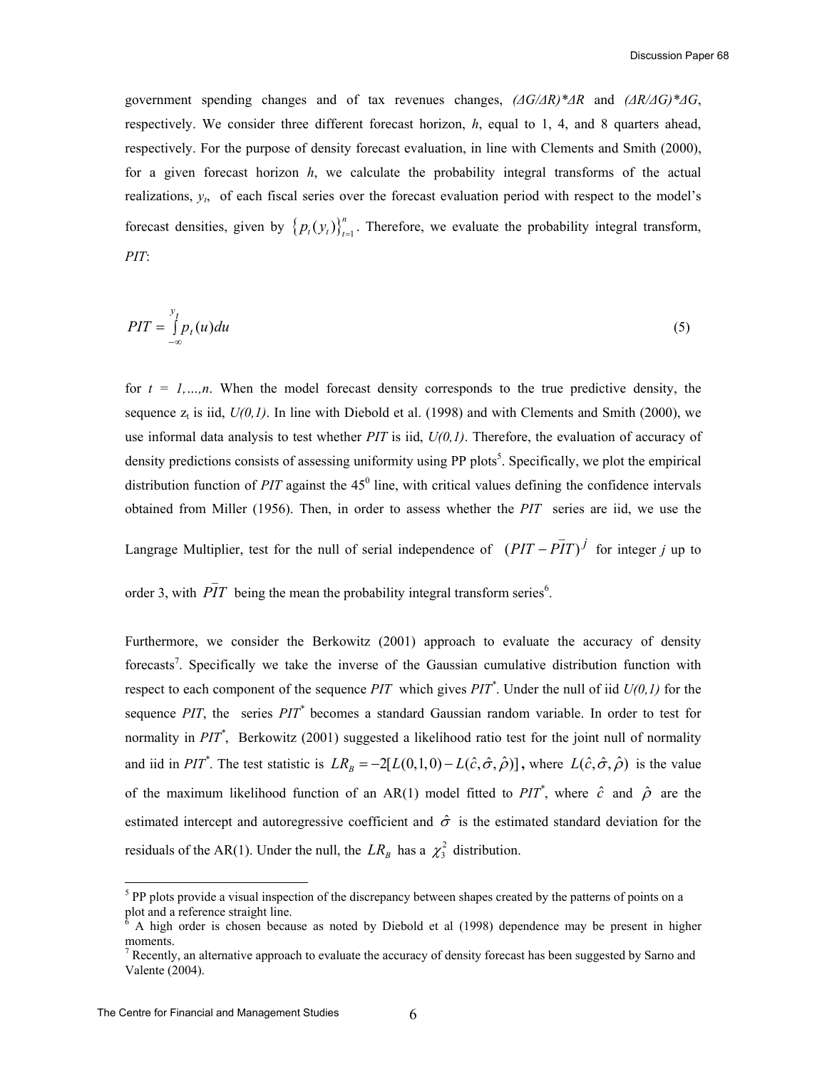government spending changes and of tax revenues changes, *(ΔG/ΔR)\*ΔR* and *(ΔR/ΔG)\*ΔG*, respectively. We consider three different forecast horizon, $h$, equal to 1, 4, and 8 quarters ahead, respectively. For the purpose of density forecast evaluation, in line with Clements and Smith (2000), for a given forecast horizon $h$, we calculate the probability integral transforms of the actual realizations, $y_t$, of each fiscal series over the forecast evaluation period with respect to the model's forecast densities, given by $\{p_t(y_t)\}_{t=1}^{n}$. Therefore, we evaluate the probability integral transform, *PIT*:

$$PIT = \int_{-\infty}^{y_t} p_t(u)du \tag{5}$$

for $t = 1,\dots,n$. When the model forecast density corresponds to the true predictive density, the sequence $z_t$ is iid, *U(0,1)*. In line with Diebold et al. (1998) and with Clements and Smith (2000), we use informal data analysis to test whether *PIT* is iid, *U(0,1)*. Therefore, the evaluation of accuracy of density predictions consists of assessing uniformity using PP plots[5]. Specifically, we plot the empirical distribution function of *PIT* against the $45^0$ line, with critical values defining the confidence intervals obtained from Miller (1956). Then, in order to assess whether the *PIT* series are iid, we use the Langrage Multiplier, test for the null of serial independence of $(PIT - \overline{PIT})^j$ for integer $j$ up to order 3, with $\overline{PIT}$ being the mean the probability integral transform series[6].

Furthermore, we consider the Berkowitz (2001) approach to evaluate the accuracy of density forecasts[7]. Specifically we take the inverse of the Gaussian cumulative distribution function with respect to each component of the sequence *PIT* which gives $PIT^*$. Under the null of iid *U(0,1)* for the sequence *PIT*, the series $PIT^*$ becomes a standard Gaussian random variable. In order to test for normality in $PIT^*$, Berkowitz (2001) suggested a likelihood ratio test for the joint null of normality and iid in $PIT^*$. The test statistic is $LR_B = -2[L(0,1,0) - L(\hat{c},\hat{\sigma},\hat{\rho})]$, where $L(\hat{c},\hat{\sigma},\hat{\rho})$ is the value of the maximum likelihood function of an AR(1) model fitted to $PIT^*$, where $\hat{c}$ and $\hat{\rho}$ are the estimated intercept and autoregressive coefficient and $\hat{\sigma}$ is the estimated standard deviation for the residuals of the AR(1). Under the null, the $LR_B$ has a $\chi_3^2$ distribution.

---

[5] PP plots provide a visual inspection of the discrepancy between shapes created by the patterns of points on a plot and a reference straight line.

[6] A high order is chosen because as noted by Diebold et al (1998) dependence may be present in higher moments.

[7] Recently, an alternative approach to evaluate the accuracy of density forecast has been suggested by Sarno and Valente (2004).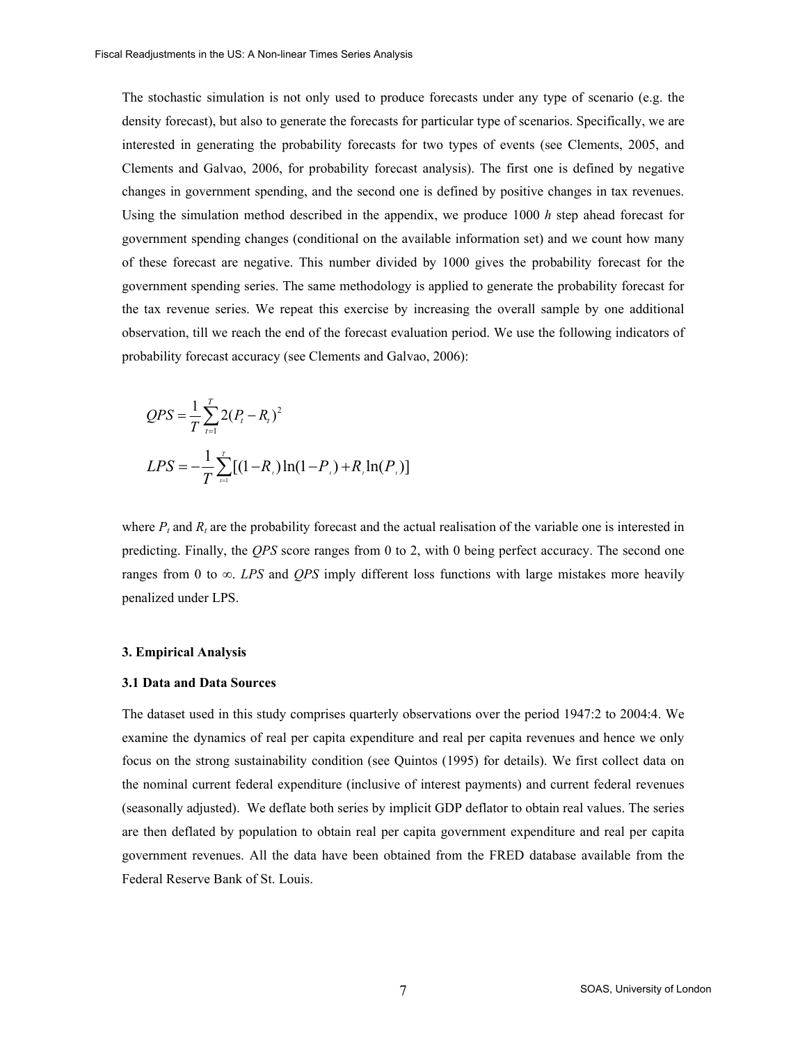The stochastic simulation is not only used to produce forecasts under any type of scenario (e.g. the density forecast), but also to generate the forecasts for particular type of scenarios. Specifically, we are interested in generating the probability forecasts for two types of events (see Clements, 2005, and Clements and Galvao, 2006, for probability forecast analysis). The first one is defined by negative changes in government spending, and the second one is defined by positive changes in tax revenues. Using the simulation method described in the appendix, we produce 1000 *h* step ahead forecast for government spending changes (conditional on the available information set) and we count how many of these forecast are negative. This number divided by 1000 gives the probability forecast for the government spending series. The same methodology is applied to generate the probability forecast for the tax revenue series. We repeat this exercise by increasing the overall sample by one additional observation, till we reach the end of the forecast evaluation period. We use the following indicators of probability forecast accuracy (see Clements and Galvao, 2006):

$$QPS = \frac{1}{T}\sum_{t=1}^{T} 2(P_t - R_t)^2$$

$$LPS = -\frac{1}{T}\sum_{t=1}^{T}[(1-R_t)\ln(1-P_t) + R_t \ln(P_t)]$$

where $P_t$ and $R_t$ are the probability forecast and the actual realisation of the variable one is interested in predicting. Finally, the *QPS* score ranges from 0 to 2, with 0 being perfect accuracy. The second one ranges from 0 to ∞. *LPS* and *QPS* imply different loss functions with large mistakes more heavily penalized under LPS.

## 3. Empirical Analysis

### 3.1 Data and Data Sources

The dataset used in this study comprises quarterly observations over the period 1947:2 to 2004:4. We examine the dynamics of real per capita expenditure and real per capita revenues and hence we only focus on the strong sustainability condition (see Quintos (1995) for details). We first collect data on the nominal current federal expenditure (inclusive of interest payments) and current federal revenues (seasonally adjusted). We deflate both series by implicit GDP deflator to obtain real values. The series are then deflated by population to obtain real per capita government expenditure and real per capita government revenues. All the data have been obtained from the FRED database available from the Federal Reserve Bank of St. Louis.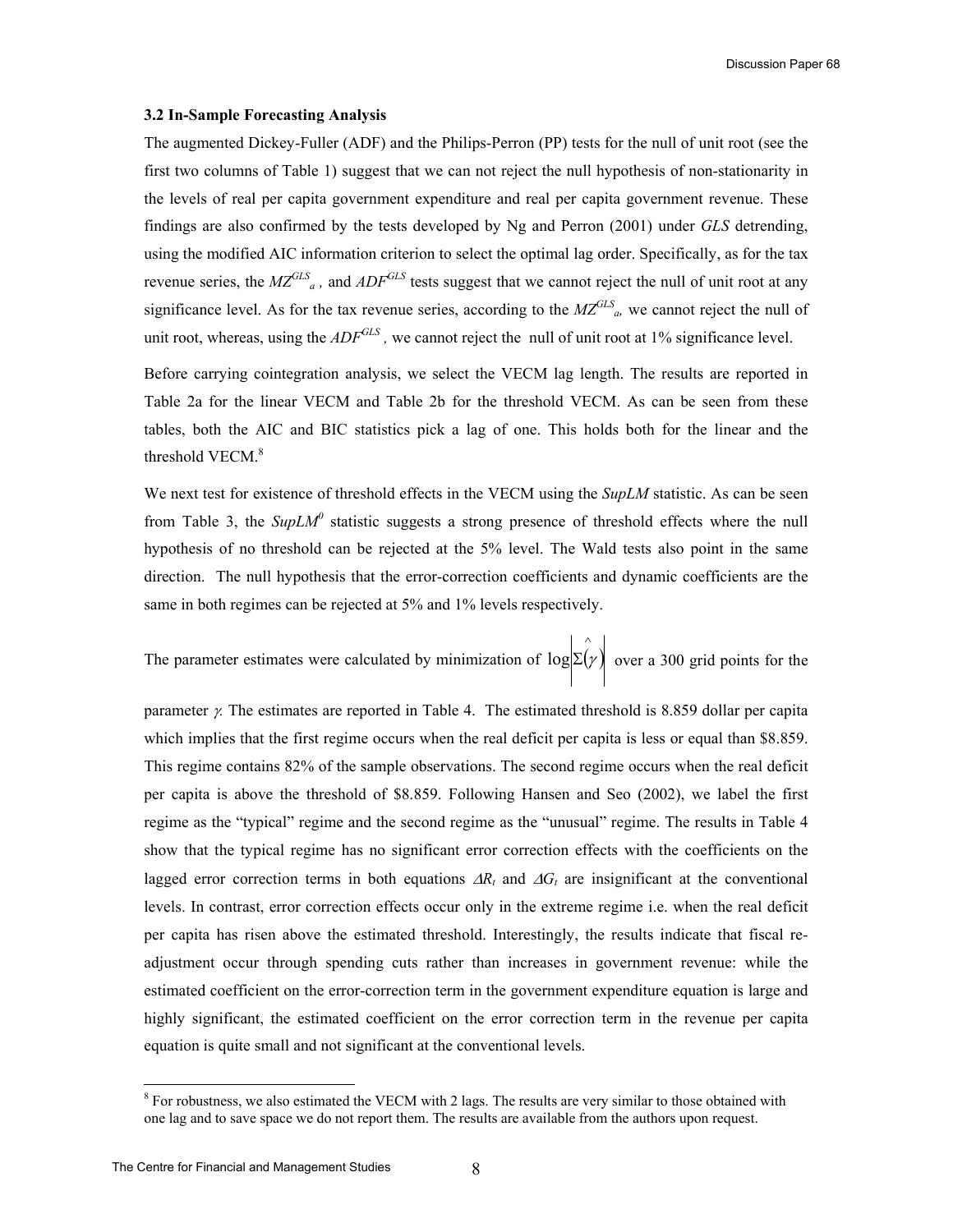### 3.2 In-Sample Forecasting Analysis

The augmented Dickey-Fuller (ADF) and the Philips-Perron (PP) tests for the null of unit root (see the first two columns of Table 1) suggest that we can not reject the null hypothesis of non-stationarity in the levels of real per capita government expenditure and real per capita government revenue. These findings are also confirmed by the tests developed by Ng and Perron (2001) under *GLS* detrending, using the modified AIC information criterion to select the optimal lag order. Specifically, as for the tax revenue series, the $MZ^{GLS}_{a}$, and $ADF^{GLS}$ tests suggest that we cannot reject the null of unit root at any significance level. As for the tax revenue series, according to the $MZ^{GLS}_{a}$, we cannot reject the null of unit root, whereas, using the $ADF^{GLS}$, we cannot reject the null of unit root at 1% significance level.

Before carrying cointegration analysis, we select the VECM lag length. The results are reported in Table 2a for the linear VECM and Table 2b for the threshold VECM. As can be seen from these tables, both the AIC and BIC statistics pick a lag of one. This holds both for the linear and the threshold VECM.[8]

We next test for existence of threshold effects in the VECM using the *SupLM* statistic. As can be seen from Table 3, the $SupLM^0$ statistic suggests a strong presence of threshold effects where the null hypothesis of no threshold can be rejected at the 5% level. The Wald tests also point in the same direction. The null hypothesis that the error-correction coefficients and dynamic coefficients are the same in both regimes can be rejected at 5% and 1% levels respectively.

The parameter estimates were calculated by minimization of $\log\left|\hat{\Sigma}(\gamma)\right|$ over a 300 grid points for the parameter $\gamma$. The estimates are reported in Table 4. The estimated threshold is 8.859 dollar per capita which implies that the first regime occurs when the real deficit per capita is less or equal than \$8.859. This regime contains 82% of the sample observations. The second regime occurs when the real deficit per capita is above the threshold of \$8.859. Following Hansen and Seo (2002), we label the first regime as the "typical" regime and the second regime as the "unusual" regime. The results in Table 4 show that the typical regime has no significant error correction effects with the coefficients on the lagged error correction terms in both equations $\Delta R_t$ and $\Delta G_t$ are insignificant at the conventional levels. In contrast, error correction effects occur only in the extreme regime i.e. when the real deficit per capita has risen above the estimated threshold. Interestingly, the results indicate that fiscal re-adjustment occur through spending cuts rather than increases in government revenue: while the estimated coefficient on the error-correction term in the government expenditure equation is large and highly significant, the estimated coefficient on the error correction term in the revenue per capita equation is quite small and not significant at the conventional levels.

---

[8] For robustness, we also estimated the VECM with 2 lags. The results are very similar to those obtained with one lag and to save space we do not report them. The results are available from the authors upon request.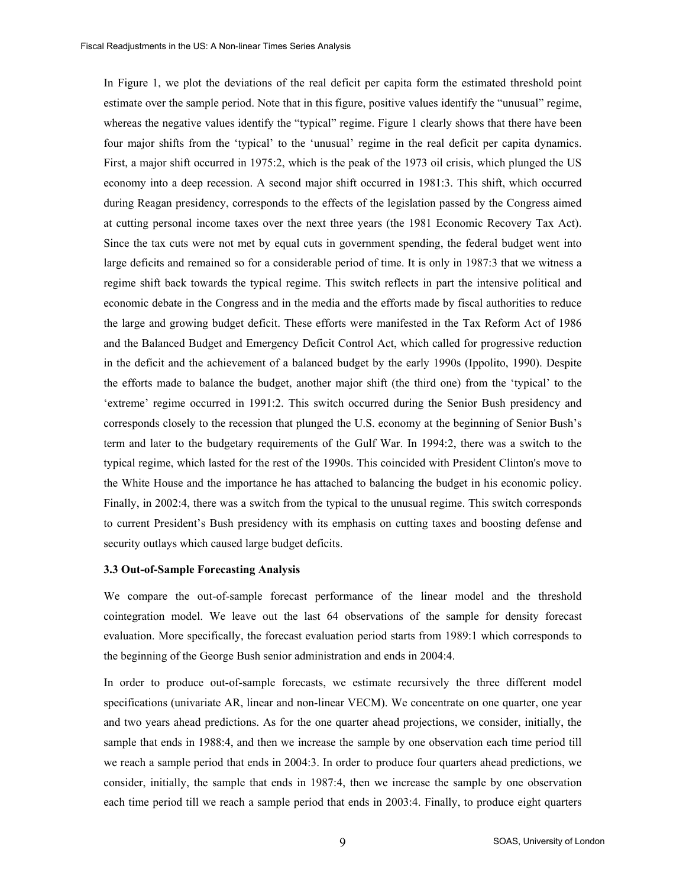In Figure 1, we plot the deviations of the real deficit per capita form the estimated threshold point estimate over the sample period. Note that in this figure, positive values identify the "unusual" regime, whereas the negative values identify the "typical" regime. Figure 1 clearly shows that there have been four major shifts from the 'typical' to the 'unusual' regime in the real deficit per capita dynamics. First, a major shift occurred in 1975:2, which is the peak of the 1973 oil crisis, which plunged the US economy into a deep recession. A second major shift occurred in 1981:3. This shift, which occurred during Reagan presidency, corresponds to the effects of the legislation passed by the Congress aimed at cutting personal income taxes over the next three years (the 1981 Economic Recovery Tax Act). Since the tax cuts were not met by equal cuts in government spending, the federal budget went into large deficits and remained so for a considerable period of time. It is only in 1987:3 that we witness a regime shift back towards the typical regime. This switch reflects in part the intensive political and economic debate in the Congress and in the media and the efforts made by fiscal authorities to reduce the large and growing budget deficit. These efforts were manifested in the Tax Reform Act of 1986 and the Balanced Budget and Emergency Deficit Control Act, which called for progressive reduction in the deficit and the achievement of a balanced budget by the early 1990s (Ippolito, 1990). Despite the efforts made to balance the budget, another major shift (the third one) from the 'typical' to the 'extreme' regime occurred in 1991:2. This switch occurred during the Senior Bush presidency and corresponds closely to the recession that plunged the U.S. economy at the beginning of Senior Bush's term and later to the budgetary requirements of the Gulf War. In 1994:2, there was a switch to the typical regime, which lasted for the rest of the 1990s. This coincided with President Clinton's move to the White House and the importance he has attached to balancing the budget in his economic policy. Finally, in 2002:4, there was a switch from the typical to the unusual regime. This switch corresponds to current President's Bush presidency with its emphasis on cutting taxes and boosting defense and security outlays which caused large budget deficits.

### 3.3 Out-of-Sample Forecasting Analysis

We compare the out-of-sample forecast performance of the linear model and the threshold cointegration model. We leave out the last 64 observations of the sample for density forecast evaluation. More specifically, the forecast evaluation period starts from 1989:1 which corresponds to the beginning of the George Bush senior administration and ends in 2004:4.

In order to produce out-of-sample forecasts, we estimate recursively the three different model specifications (univariate AR, linear and non-linear VECM). We concentrate on one quarter, one year and two years ahead predictions. As for the one quarter ahead projections, we consider, initially, the sample that ends in 1988:4, and then we increase the sample by one observation each time period till we reach a sample period that ends in 2004:3. In order to produce four quarters ahead predictions, we consider, initially, the sample that ends in 1987:4, then we increase the sample by one observation each time period till we reach a sample period that ends in 2003:4. Finally, to produce eight quarters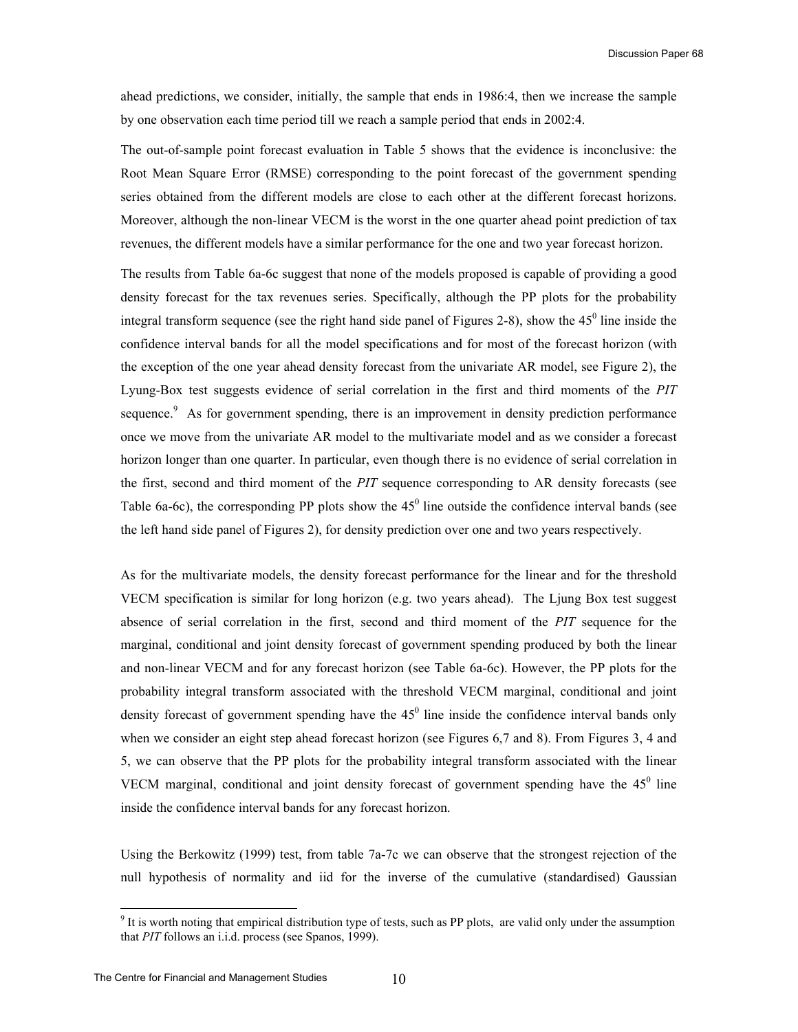ahead predictions, we consider, initially, the sample that ends in 1986:4, then we increase the sample by one observation each time period till we reach a sample period that ends in 2002:4.

The out-of-sample point forecast evaluation in Table 5 shows that the evidence is inconclusive: the Root Mean Square Error (RMSE) corresponding to the point forecast of the government spending series obtained from the different models are close to each other at the different forecast horizons. Moreover, although the non-linear VECM is the worst in the one quarter ahead point prediction of tax revenues, the different models have a similar performance for the one and two year forecast horizon.

The results from Table 6a-6c suggest that none of the models proposed is capable of providing a good density forecast for the tax revenues series. Specifically, although the PP plots for the probability integral transform sequence (see the right hand side panel of Figures 2-8), show the $45^0$ line inside the confidence interval bands for all the model specifications and for most of the forecast horizon (with the exception of the one year ahead density forecast from the univariate AR model, see Figure 2), the Lyung-Box test suggests evidence of serial correlation in the first and third moments of the *PIT* sequence.[9] As for government spending, there is an improvement in density prediction performance once we move from the univariate AR model to the multivariate model and as we consider a forecast horizon longer than one quarter. In particular, even though there is no evidence of serial correlation in the first, second and third moment of the *PIT* sequence corresponding to AR density forecasts (see Table 6a-6c), the corresponding PP plots show the $45^0$ line outside the confidence interval bands (see the left hand side panel of Figures 2), for density prediction over one and two years respectively.

As for the multivariate models, the density forecast performance for the linear and for the threshold VECM specification is similar for long horizon (e.g. two years ahead). The Ljung Box test suggest absence of serial correlation in the first, second and third moment of the *PIT* sequence for the marginal, conditional and joint density forecast of government spending produced by both the linear and non-linear VECM and for any forecast horizon (see Table 6a-6c). However, the PP plots for the probability integral transform associated with the threshold VECM marginal, conditional and joint density forecast of government spending have the $45^0$ line inside the confidence interval bands only when we consider an eight step ahead forecast horizon (see Figures 6,7 and 8). From Figures 3, 4 and 5, we can observe that the PP plots for the probability integral transform associated with the linear VECM marginal, conditional and joint density forecast of government spending have the $45^0$ line inside the confidence interval bands for any forecast horizon.

Using the Berkowitz (1999) test, from table 7a-7c we can observe that the strongest rejection of the null hypothesis of normality and iid for the inverse of the cumulative (standardised) Gaussian

[9] It is worth noting that empirical distribution type of tests, such as PP plots, are valid only under the assumption that *PIT* follows an i.i.d. process (see Spanos, 1999).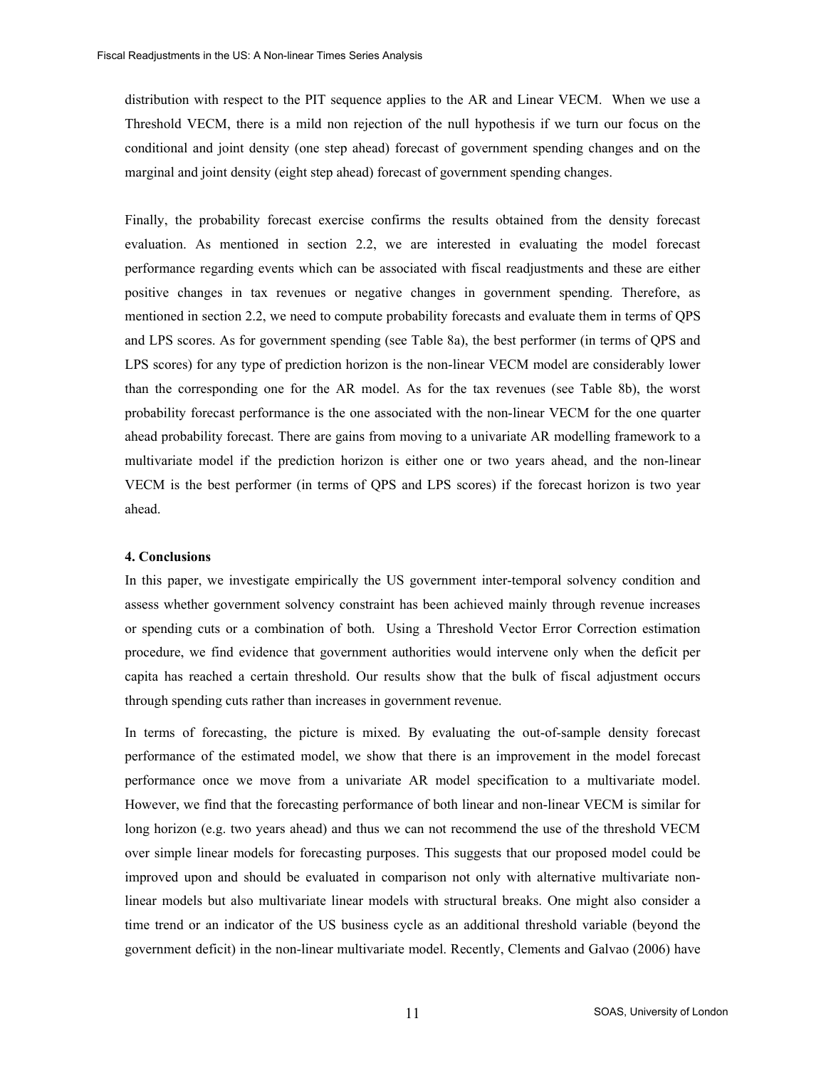distribution with respect to the PIT sequence applies to the AR and Linear VECM. When we use a Threshold VECM, there is a mild non rejection of the null hypothesis if we turn our focus on the conditional and joint density (one step ahead) forecast of government spending changes and on the marginal and joint density (eight step ahead) forecast of government spending changes.

Finally, the probability forecast exercise confirms the results obtained from the density forecast evaluation. As mentioned in section 2.2, we are interested in evaluating the model forecast performance regarding events which can be associated with fiscal readjustments and these are either positive changes in tax revenues or negative changes in government spending. Therefore, as mentioned in section 2.2, we need to compute probability forecasts and evaluate them in terms of QPS and LPS scores. As for government spending (see Table 8a), the best performer (in terms of QPS and LPS scores) for any type of prediction horizon is the non-linear VECM model are considerably lower than the corresponding one for the AR model. As for the tax revenues (see Table 8b), the worst probability forecast performance is the one associated with the non-linear VECM for the one quarter ahead probability forecast. There are gains from moving to a univariate AR modelling framework to a multivariate model if the prediction horizon is either one or two years ahead, and the non-linear VECM is the best performer (in terms of QPS and LPS scores) if the forecast horizon is two year ahead.

## 4. Conclusions

In this paper, we investigate empirically the US government inter-temporal solvency condition and assess whether government solvency constraint has been achieved mainly through revenue increases or spending cuts or a combination of both. Using a Threshold Vector Error Correction estimation procedure, we find evidence that government authorities would intervene only when the deficit per capita has reached a certain threshold. Our results show that the bulk of fiscal adjustment occurs through spending cuts rather than increases in government revenue.

In terms of forecasting, the picture is mixed. By evaluating the out-of-sample density forecast performance of the estimated model, we show that there is an improvement in the model forecast performance once we move from a univariate AR model specification to a multivariate model. However, we find that the forecasting performance of both linear and non-linear VECM is similar for long horizon (e.g. two years ahead) and thus we can not recommend the use of the threshold VECM over simple linear models for forecasting purposes. This suggests that our proposed model could be improved upon and should be evaluated in comparison not only with alternative multivariate non-linear models but also multivariate linear models with structural breaks. One might also consider a time trend or an indicator of the US business cycle as an additional threshold variable (beyond the government deficit) in the non-linear multivariate model. Recently, Clements and Galvao (2006) have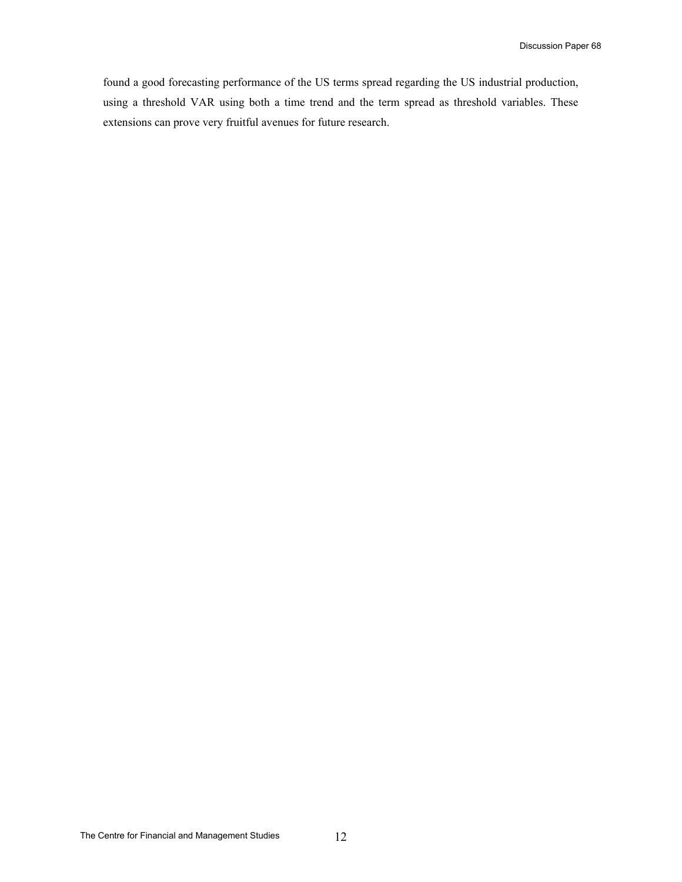found a good forecasting performance of the US terms spread regarding the US industrial production, using a threshold VAR using both a time trend and the term spread as threshold variables. These extensions can prove very fruitful avenues for future research.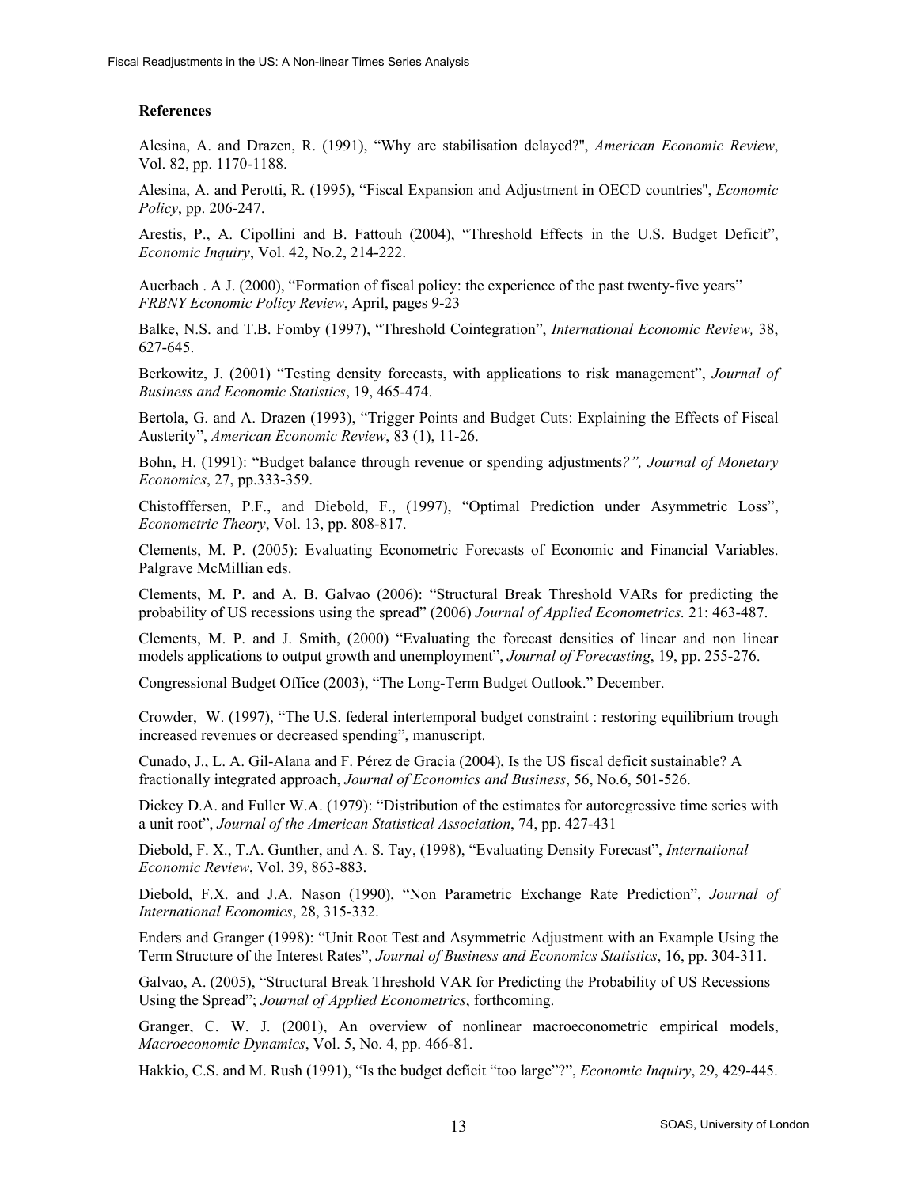**References**

Alesina, A. and Drazen, R. (1991), "Why are stabilisation delayed?", *American Economic Review*, Vol. 82, pp. 1170-1188.

Alesina, A. and Perotti, R. (1995), "Fiscal Expansion and Adjustment in OECD countries", *Economic Policy*, pp. 206-247.

Arestis, P., A. Cipollini and B. Fattouh (2004), "Threshold Effects in the U.S. Budget Deficit", *Economic Inquiry*, Vol. 42, No.2, 214-222.

Auerbach . A J. (2000), "Formation of fiscal policy: the experience of the past twenty-five years" *FRBNY Economic Policy Review*, April, pages 9-23

Balke, N.S. and T.B. Fomby (1997), "Threshold Cointegration", *International Economic Review,* 38, 627-645.

Berkowitz, J. (2001) "Testing density forecasts, with applications to risk management", *Journal of Business and Economic Statistics*, 19, 465-474.

Bertola, G. and A. Drazen (1993), "Trigger Points and Budget Cuts: Explaining the Effects of Fiscal Austerity", *American Economic Review*, 83 (1), 11-26.

Bohn, H. (1991): "Budget balance through revenue or spending adjustments*?", Journal of Monetary Economics*, 27, pp.333-359.

Chistofffersen, P.F., and Diebold, F., (1997), "Optimal Prediction under Asymmetric Loss", *Econometric Theory*, Vol. 13, pp. 808-817.

Clements, M. P. (2005): Evaluating Econometric Forecasts of Economic and Financial Variables. Palgrave McMillian eds.

Clements, M. P. and A. B. Galvao (2006): "Structural Break Threshold VARs for predicting the probability of US recessions using the spread" (2006) *Journal of Applied Econometrics.* 21: 463-487.

Clements, M. P. and J. Smith, (2000) "Evaluating the forecast densities of linear and non linear models applications to output growth and unemployment", *Journal of Forecasting*, 19, pp. 255-276.

Congressional Budget Office (2003), "The Long-Term Budget Outlook." December.

Crowder, W. (1997), "The U.S. federal intertemporal budget constraint : restoring equilibrium trough increased revenues or decreased spending", manuscript.

Cunado, J., L. A. Gil-Alana and F. Pérez de Gracia (2004), Is the US fiscal deficit sustainable? A fractionally integrated approach, *Journal of Economics and Business*, 56, No.6, 501-526.

Dickey D.A. and Fuller W.A. (1979): "Distribution of the estimates for autoregressive time series with a unit root", *Journal of the American Statistical Association*, 74, pp. 427-431

Diebold, F. X., T.A. Gunther, and A. S. Tay, (1998), "Evaluating Density Forecast", *International Economic Review*, Vol. 39, 863-883.

Diebold, F.X. and J.A. Nason (1990), "Non Parametric Exchange Rate Prediction", *Journal of International Economics*, 28, 315-332.

Enders and Granger (1998): "Unit Root Test and Asymmetric Adjustment with an Example Using the Term Structure of the Interest Rates", *Journal of Business and Economics Statistics*, 16, pp. 304-311.

Galvao, A. (2005), "Structural Break Threshold VAR for Predicting the Probability of US Recessions Using the Spread"; *Journal of Applied Econometrics*, forthcoming.

Granger, C. W. J. (2001), An overview of nonlinear macroeconometric empirical models, *Macroeconomic Dynamics*, Vol. 5, No. 4, pp. 466-81.

Hakkio, C.S. and M. Rush (1991), "Is the budget deficit "too large"?", *Economic Inquiry*, 29, 429-445.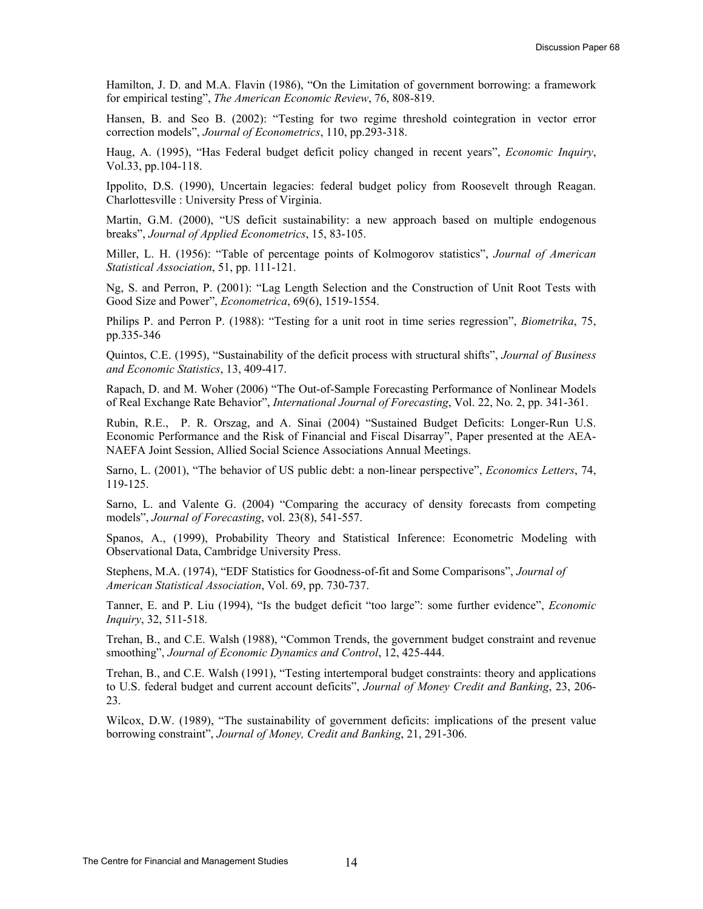Hamilton, J. D. and M.A. Flavin (1986), "On the Limitation of government borrowing: a framework for empirical testing", *The American Economic Review*, 76, 808-819.

Hansen, B. and Seo B. (2002): "Testing for two regime threshold cointegration in vector error correction models", *Journal of Econometrics*, 110, pp.293-318.

Haug, A. (1995), "Has Federal budget deficit policy changed in recent years", *Economic Inquiry*, Vol.33, pp.104-118.

Ippolito, D.S. (1990), Uncertain legacies: federal budget policy from Roosevelt through Reagan. Charlottesville : University Press of Virginia.

Martin, G.M. (2000), "US deficit sustainability: a new approach based on multiple endogenous breaks", *Journal of Applied Econometrics*, 15, 83-105.

Miller, L. H. (1956): "Table of percentage points of Kolmogorov statistics", *Journal of American Statistical Association*, 51, pp. 111-121.

Ng, S. and Perron, P. (2001): "Lag Length Selection and the Construction of Unit Root Tests with Good Size and Power", *Econometrica*, 69(6), 1519-1554.

Philips P. and Perron P. (1988): "Testing for a unit root in time series regression", *Biometrika*, 75, pp.335-346

Quintos, C.E. (1995), "Sustainability of the deficit process with structural shifts", *Journal of Business and Economic Statistics*, 13, 409-417.

Rapach, D. and M. Woher (2006) "The Out-of-Sample Forecasting Performance of Nonlinear Models of Real Exchange Rate Behavior", *International Journal of Forecasting*, Vol. 22, No. 2, pp. 341-361.

Rubin, R.E., P. R. Orszag, and A. Sinai (2004) "Sustained Budget Deficits: Longer-Run U.S. Economic Performance and the Risk of Financial and Fiscal Disarray", Paper presented at the AEA-NAEFA Joint Session, Allied Social Science Associations Annual Meetings.

Sarno, L. (2001), "The behavior of US public debt: a non-linear perspective", *Economics Letters*, 74, 119-125.

Sarno, L. and Valente G. (2004) "Comparing the accuracy of density forecasts from competing models", *Journal of Forecasting*, vol. 23(8), 541-557.

Spanos, A., (1999), Probability Theory and Statistical Inference: Econometric Modeling with Observational Data, Cambridge University Press.

Stephens, M.A. (1974), "EDF Statistics for Goodness-of-fit and Some Comparisons", *Journal of American Statistical Association*, Vol. 69, pp. 730-737.

Tanner, E. and P. Liu (1994), "Is the budget deficit "too large": some further evidence", *Economic Inquiry*, 32, 511-518.

Trehan, B., and C.E. Walsh (1988), "Common Trends, the government budget constraint and revenue smoothing", *Journal of Economic Dynamics and Control*, 12, 425-444.

Trehan, B., and C.E. Walsh (1991), "Testing intertemporal budget constraints: theory and applications to U.S. federal budget and current account deficits", *Journal of Money Credit and Banking*, 23, 206-23.

Wilcox, D.W. (1989), "The sustainability of government deficits: implications of the present value borrowing constraint", *Journal of Money, Credit and Banking*, 21, 291-306.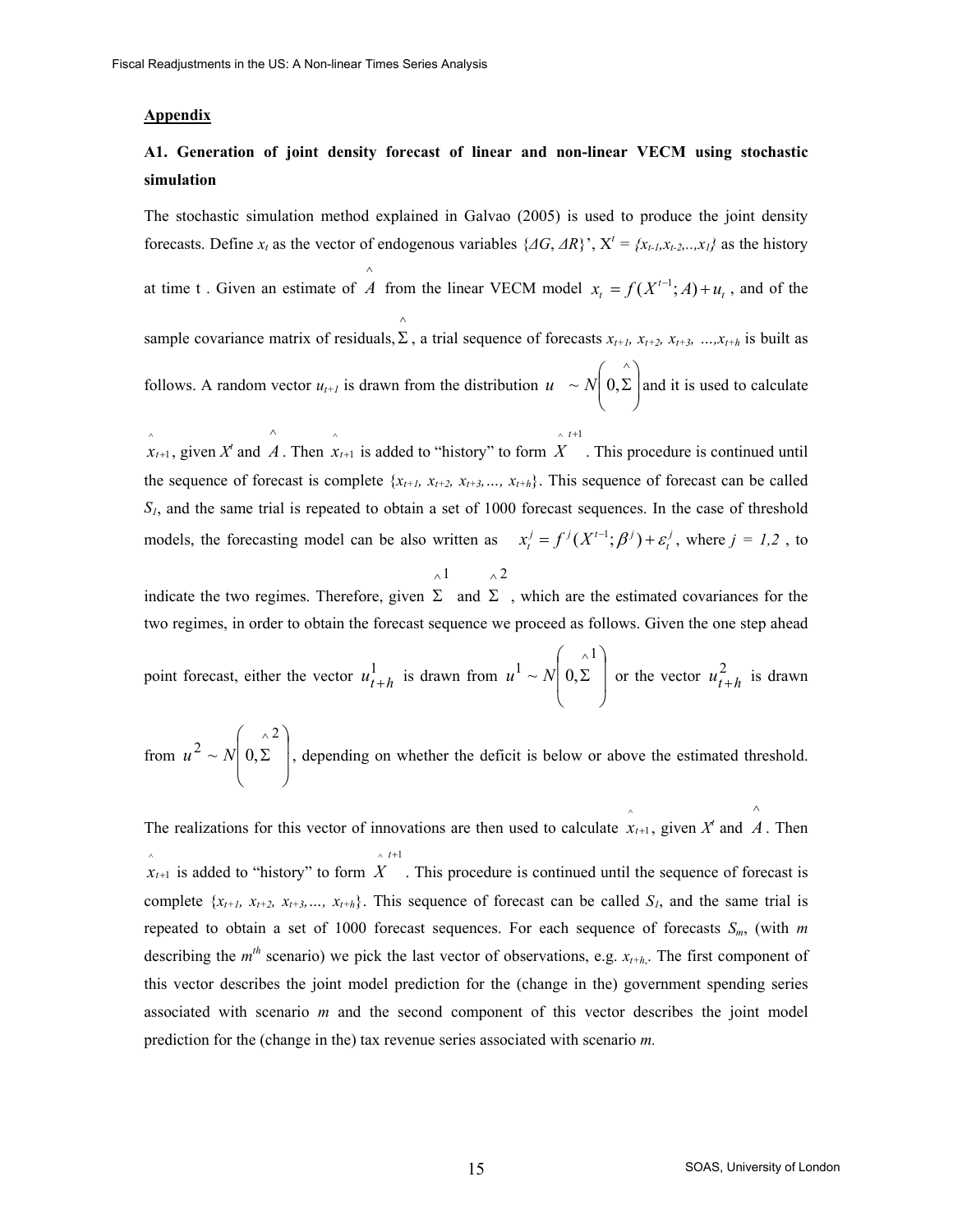## Appendix

### A1. Generation of joint density forecast of linear and non-linear VECM using stochastic simulation

The stochastic simulation method explained in Galvao (2005) is used to produce the joint density forecasts. Define $x_t$ as the vector of endogenous variables $\{\Delta G, \Delta R\}'$, $X^t = \{x_{t-1}, x_{t-2}, .., x_1\}$ as the history at time t . Given an estimate of $\hat{A}$ from the linear VECM model $x_t = f(X^{t-1}; A) + u_t$ , and of the sample covariance matrix of residuals, $\hat{\Sigma}$ , a trial sequence of forecasts $x_{t+1}$, $x_{t+2}$, $x_{t+3}$, …,$x_{t+h}$ is built as follows. A random vector $u_{t+1}$ is drawn from the distribution $u \sim N\left(0, \hat{\Sigma}\right)$ and it is used to calculate $\hat{x}_{t+1}$, given $X^t$ and $\hat{A}$. Then $\hat{x}_{t+1}$ is added to "history" to form $\hat{X}^{t+1}$. This procedure is continued until the sequence of forecast is complete $\{x_{t+1}, x_{t+2}, x_{t+3}, …, x_{t+h}\}$. This sequence of forecast can be called $S_1$, and the same trial is repeated to obtain a set of 1000 forecast sequences. In the case of threshold models, the forecasting model can be also written as $x_t^j = f^j(X^{t-1}; \beta^j) + \varepsilon_t^j$, where $j = 1,2$ , to indicate the two regimes. Therefore, given $\hat{\Sigma}^1$ and $\hat{\Sigma}^2$ , which are the estimated covariances for the two regimes, in order to obtain the forecast sequence we proceed as follows. Given the one step ahead point forecast, either the vector $u_{t+h}^1$ is drawn from $u^1 \sim N\left(0, \hat{\Sigma}^1\right)$ or the vector $u_{t+h}^2$ is drawn from $u^2 \sim N\left(0, \hat{\Sigma}^2\right)$, depending on whether the deficit is below or above the estimated threshold. The realizations for this vector of innovations are then used to calculate $\hat{x}_{t+1}$, given $X^t$ and $\hat{A}$. Then $\hat{x}_{t+1}$ is added to "history" to form $\hat{X}^{t+1}$. This procedure is continued until the sequence of forecast is complete $\{x_{t+1}, x_{t+2}, x_{t+3}, …, x_{t+h}\}$. This sequence of forecast can be called $S_1$, and the same trial is repeated to obtain a set of 1000 forecast sequences. For each sequence of forecasts $S_m$, (with $m$ describing the $m^{th}$ scenario) we pick the last vector of observations, e.g. $x_{t+h}$,. The first component of this vector describes the joint model prediction for the (change in the) government spending series associated with scenario $m$ and the second component of this vector describes the joint model prediction for the (change in the) tax revenue series associated with scenario $m$.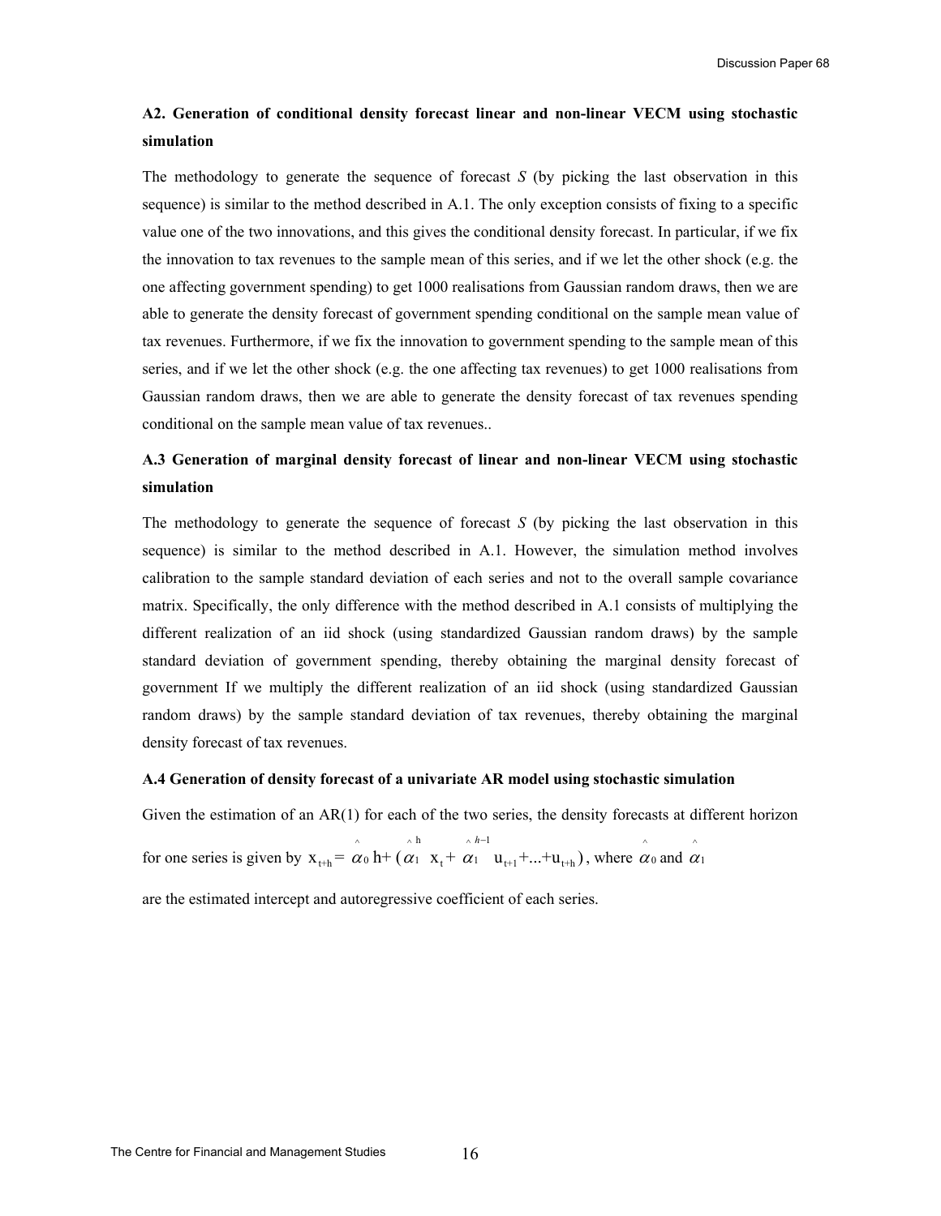## A2. Generation of conditional density forecast linear and non-linear VECM using stochastic simulation

The methodology to generate the sequence of forecast *S* (by picking the last observation in this sequence) is similar to the method described in A.1. The only exception consists of fixing to a specific value one of the two innovations, and this gives the conditional density forecast. In particular, if we fix the innovation to tax revenues to the sample mean of this series, and if we let the other shock (e.g. the one affecting government spending) to get 1000 realisations from Gaussian random draws, then we are able to generate the density forecast of government spending conditional on the sample mean value of tax revenues. Furthermore, if we fix the innovation to government spending to the sample mean of this series, and if we let the other shock (e.g. the one affecting tax revenues) to get 1000 realisations from Gaussian random draws, then we are able to generate the density forecast of tax revenues spending conditional on the sample mean value of tax revenues..

## A.3 Generation of marginal density forecast of linear and non-linear VECM using stochastic simulation

The methodology to generate the sequence of forecast *S* (by picking the last observation in this sequence) is similar to the method described in A.1. However, the simulation method involves calibration to the sample standard deviation of each series and not to the overall sample covariance matrix. Specifically, the only difference with the method described in A.1 consists of multiplying the different realization of an iid shock (using standardized Gaussian random draws) by the sample standard deviation of government spending, thereby obtaining the marginal density forecast of government If we multiply the different realization of an iid shock (using standardized Gaussian random draws) by the sample standard deviation of tax revenues, thereby obtaining the marginal density forecast of tax revenues.

### A.4 Generation of density forecast of a univariate AR model using stochastic simulation

Given the estimation of an AR(1) for each of the two series, the density forecasts at different horizon for one series is given by $x_{t+h} = \hat{\alpha}_0 h + (\hat{\alpha}_1^{\,h} x_t + \hat{\alpha}_1^{\,h-1} u_{t+1} + ... + u_{t+h})$, where $\hat{\alpha}_0$ and $\hat{\alpha}_1$ are the estimated intercept and autoregressive coefficient of each series.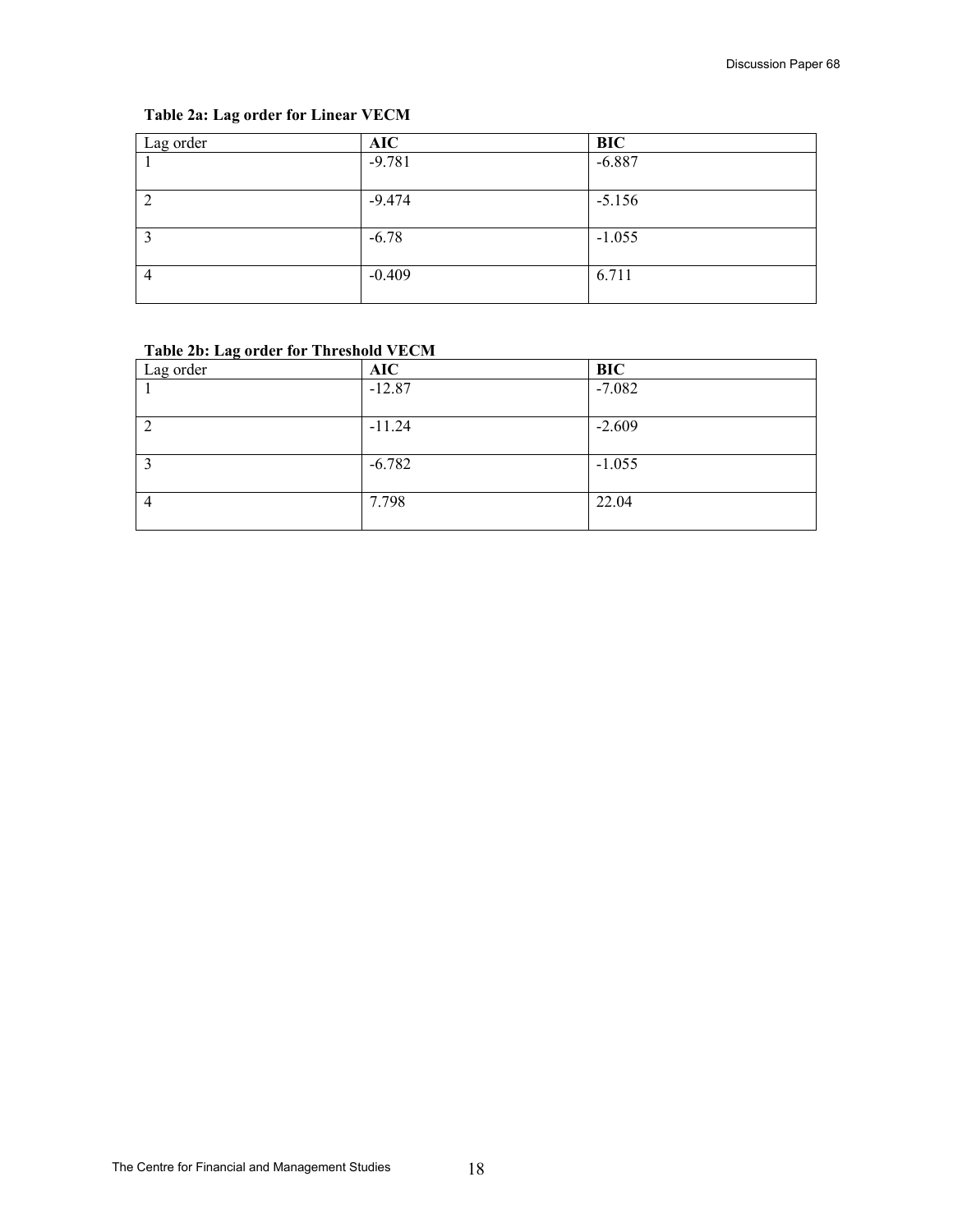**Table 2a: Lag order for Linear VECM**

| Lag order | AIC | BIC |
| --- | --- | --- |
| 1 | -9.781 | -6.887 |
| 2 | -9.474 | -5.156 |
| 3 | -6.78 | -1.055 |
| 4 | -0.409 | 6.711 |

**Table 2b: Lag order for Threshold VECM**

| Lag order | AIC | BIC |
| --- | --- | --- |
| 1 | -12.87 | -7.082 |
| 2 | -11.24 | -2.609 |
| 3 | -6.782 | -1.055 |
| 4 | 7.798 | 22.04 |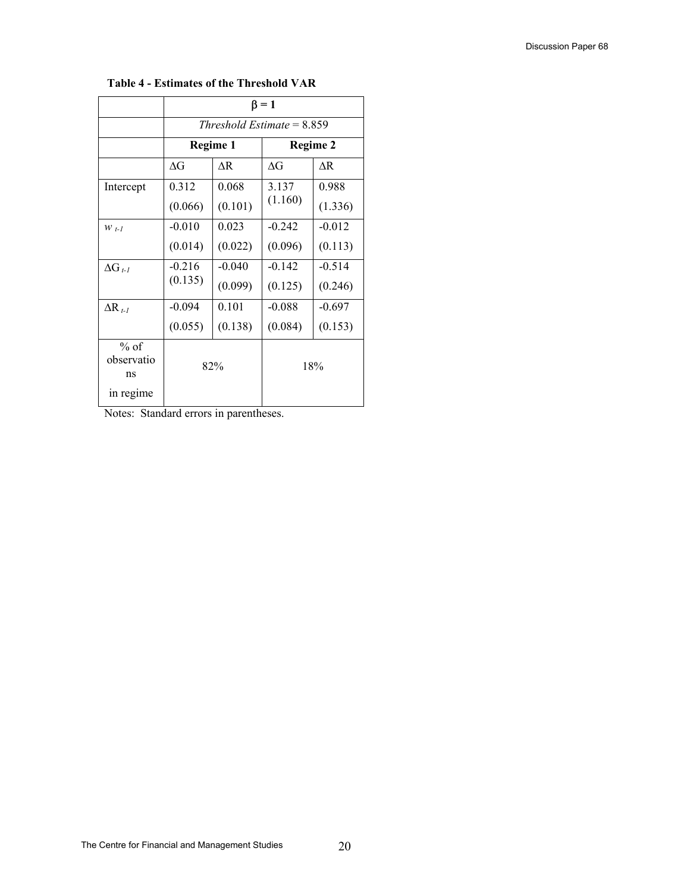**Table 4 - Estimates of the Threshold VAR**

| | $\beta = 1$ | | | |
|---|---|---|---|---|
| | *Threshold Estimate* = 8.859 | | | |
| | **Regime 1** | | **Regime 2** | |
| | $\Delta G$ | $\Delta R$ | $\Delta G$ | $\Delta R$ |
| Intercept | 0.312<br>(0.066) | 0.068<br>(0.101) | 3.137<br>(1.160) | 0.988<br>(1.336) |
| $w_{t-1}$ | -0.010<br>(0.014) | 0.023<br>(0.022) | -0.242<br>(0.096) | -0.012<br>(0.113) |
| $\Delta G_{t-1}$ | -0.216<br>(0.135) | -0.040<br>(0.099) | -0.142<br>(0.125) | -0.514<br>(0.246) |
| $\Delta R_{t-1}$ | -0.094<br>(0.055) | 0.101<br>(0.138) | -0.088<br>(0.084) | -0.697<br>(0.153) |
| % of observations in regime | 82% | | 18% | |

Notes: Standard errors in parentheses.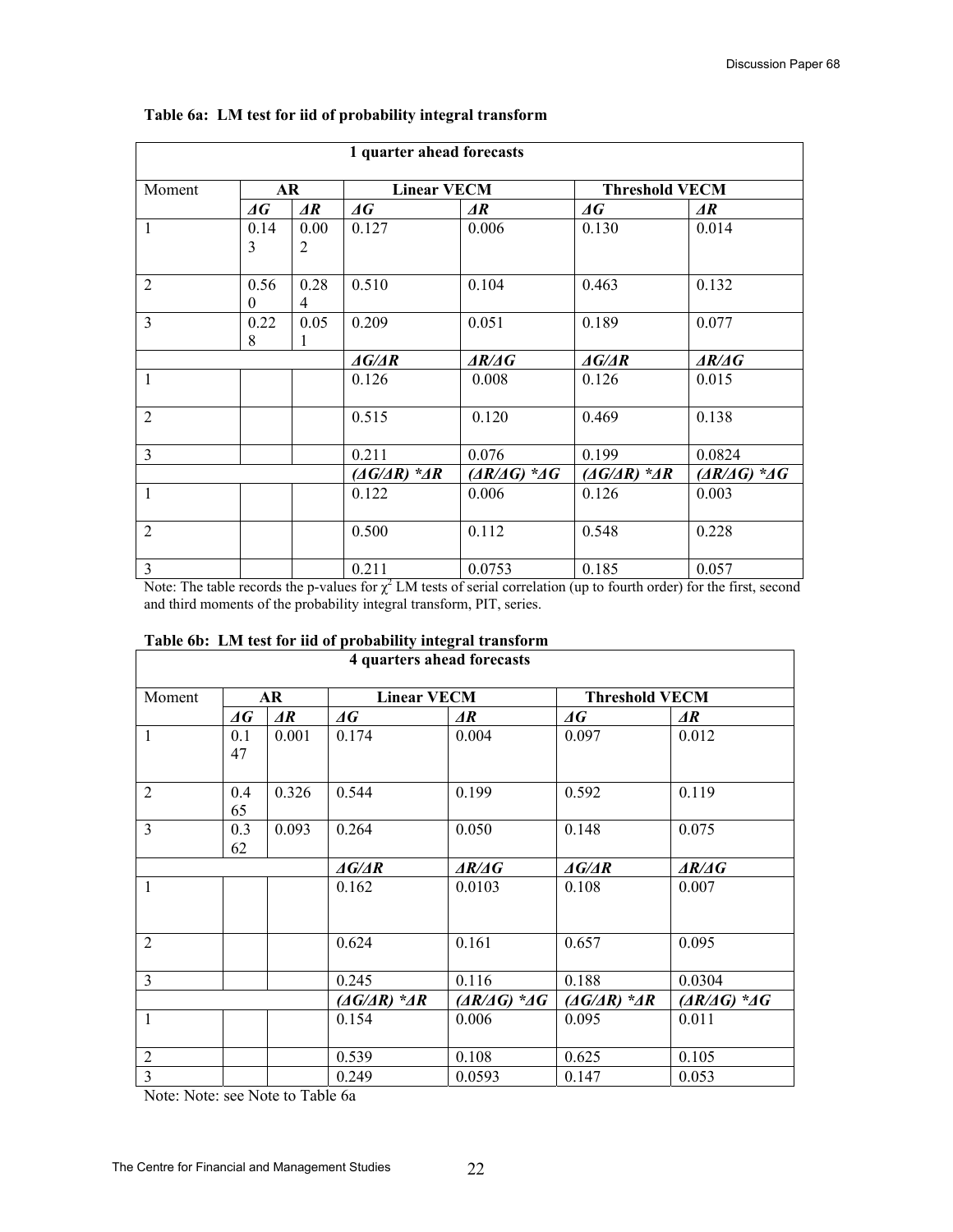**Table 6a: LM test for iid of probability integral transform**

| 1 quarter ahead forecasts | | | | | | |
|---|---|---|---|---|---|---|
| Moment | AR | | Linear VECM | | Threshold VECM | |
| | ***ΔG*** | ***ΔR*** | ***ΔG*** | ***ΔR*** | ***ΔG*** | ***ΔR*** |
| 1 | 0.143 | 0.002 | 0.127 | 0.006 | 0.130 | 0.014 |
| 2 | 0.560 | 0.284 | 0.510 | 0.104 | 0.463 | 0.132 |
| 3 | 0.228 | 0.051 | 0.209 | 0.051 | 0.189 | 0.077 |
| | | | ***ΔG/ΔR*** | ***ΔR/ΔG*** | ***ΔG/ΔR*** | ***ΔR/ΔG*** |
| 1 | | | 0.126 | 0.008 | 0.126 | 0.015 |
| 2 | | | 0.515 | 0.120 | 0.469 | 0.138 |
| 3 | | | 0.211 | 0.076 | 0.199 | 0.0824 |
| | | | ***(ΔG/ΔR) *ΔR*** | ***(ΔR/ΔG) *ΔG*** | ***(ΔG/ΔR) *ΔR*** | ***(ΔR/ΔG) *ΔG*** |
| 1 | | | 0.122 | 0.006 | 0.126 | 0.003 |
| 2 | | | 0.500 | 0.112 | 0.548 | 0.228 |
| 3 | | | 0.211 | 0.0753 | 0.185 | 0.057 |

Note: The table records the p-values for $\chi^2$ LM tests of serial correlation (up to fourth order) for the first, second and third moments of the probability integral transform, PIT, series.

**Table 6b: LM test for iid of probability integral transform**

| 4 quarters ahead forecasts | | | | | | |
|---|---|---|---|---|---|---|
| Moment | AR | | Linear VECM | | Threshold VECM | |
| | ***ΔG*** | ***ΔR*** | ***ΔG*** | ***ΔR*** | ***ΔG*** | ***ΔR*** |
| 1 | 0.147 | 0.001 | 0.174 | 0.004 | 0.097 | 0.012 |
| 2 | 0.465 | 0.326 | 0.544 | 0.199 | 0.592 | 0.119 |
| 3 | 0.362 | 0.093 | 0.264 | 0.050 | 0.148 | 0.075 |
| | | | ***ΔG/ΔR*** | ***ΔR/ΔG*** | ***ΔG/ΔR*** | ***ΔR/ΔG*** |
| 1 | | | 0.162 | 0.0103 | 0.108 | 0.007 |
| 2 | | | 0.624 | 0.161 | 0.657 | 0.095 |
| 3 | | | 0.245 | 0.116 | 0.188 | 0.0304 |
| | | | ***(ΔG/ΔR) *ΔR*** | ***(ΔR/ΔG) *ΔG*** | ***(ΔG/ΔR) *ΔR*** | ***(ΔR/ΔG) *ΔG*** |
| 1 | | | 0.154 | 0.006 | 0.095 | 0.011 |
| 2 | | | 0.539 | 0.108 | 0.625 | 0.105 |
| 3 | | | 0.249 | 0.0593 | 0.147 | 0.053 |

Note: Note: see Note to Table 6a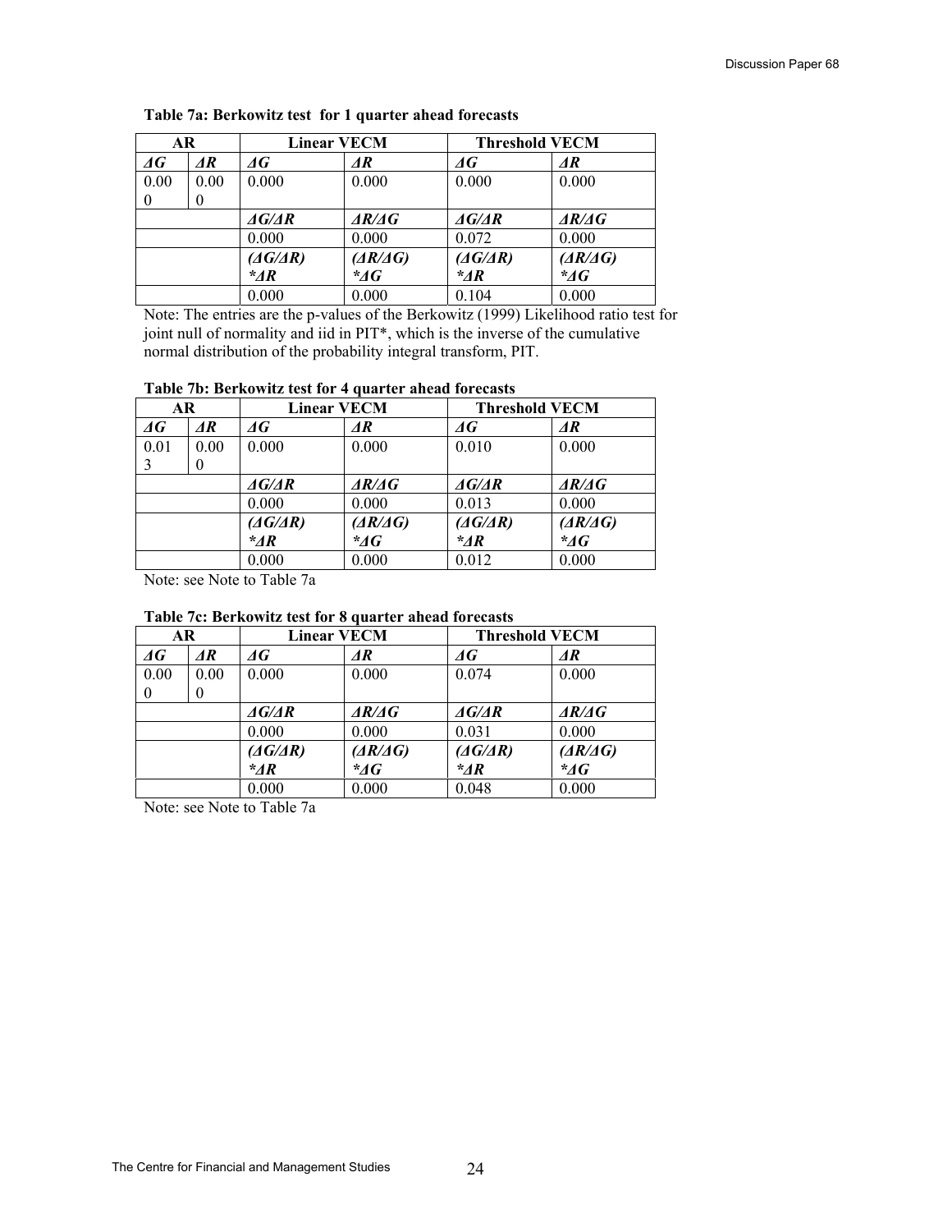**Table 7a: Berkowitz test for 1 quarter ahead forecasts**

| AR | | Linear VECM | | Threshold VECM | |
|---|---|---|---|---|---|
| $\Delta G$ | $\Delta R$ | $\Delta G$ | $\Delta R$ | $\Delta G$ | $\Delta R$ |
| 0.000 | 0.000 | 0.000 | 0.000 | 0.000 | 0.000 |
| | | $\Delta G/\Delta R$ | $\Delta R/\Delta G$ | $\Delta G/\Delta R$ | $\Delta R/\Delta G$ |
| | | 0.000 | 0.000 | 0.072 | 0.000 |
| | | $(\Delta G/\Delta R)*\Delta R$ | $(\Delta R/\Delta G)*\Delta G$ | $(\Delta G/\Delta R)*\Delta R$ | $(\Delta R/\Delta G)*\Delta G$ |
| | | 0.000 | 0.000 | 0.104 | 0.000 |

Note: The entries are the p-values of the Berkowitz (1999) Likelihood ratio test for joint null of normality and iid in PIT*, which is the inverse of the cumulative normal distribution of the probability integral transform, PIT.

**Table 7b: Berkowitz test for 4 quarter ahead forecasts**

| AR | | Linear VECM | | Threshold VECM | |
|---|---|---|---|---|---|
| $\Delta G$ | $\Delta R$ | $\Delta G$ | $\Delta R$ | $\Delta G$ | $\Delta R$ |
| 0.013 | 0.000 | 0.000 | 0.000 | 0.010 | 0.000 |
| | | $\Delta G/\Delta R$ | $\Delta R/\Delta G$ | $\Delta G/\Delta R$ | $\Delta R/\Delta G$ |
| | | 0.000 | 0.000 | 0.013 | 0.000 |
| | | $(\Delta G/\Delta R)*\Delta R$ | $(\Delta R/\Delta G)*\Delta G$ | $(\Delta G/\Delta R)*\Delta R$ | $(\Delta R/\Delta G)*\Delta G$ |
| | | 0.000 | 0.000 | 0.012 | 0.000 |

Note: see Note to Table 7a

**Table 7c: Berkowitz test for 8 quarter ahead forecasts**

| AR | | Linear VECM | | Threshold VECM | |
|---|---|---|---|---|---|
| $\Delta G$ | $\Delta R$ | $\Delta G$ | $\Delta R$ | $\Delta G$ | $\Delta R$ |
| 0.000 | 0.000 | 0.000 | 0.000 | 0.074 | 0.000 |
| | | $\Delta G/\Delta R$ | $\Delta R/\Delta G$ | $\Delta G/\Delta R$ | $\Delta R/\Delta G$ |
| | | 0.000 | 0.000 | 0.031 | 0.000 |
| | | $(\Delta G/\Delta R)*\Delta R$ | $(\Delta R/\Delta G)*\Delta G$ | $(\Delta G/\Delta R)*\Delta R$ | $(\Delta R/\Delta G)*\Delta G$ |
| | | 0.000 | 0.000 | 0.048 | 0.000 |

Note: see Note to Table 7a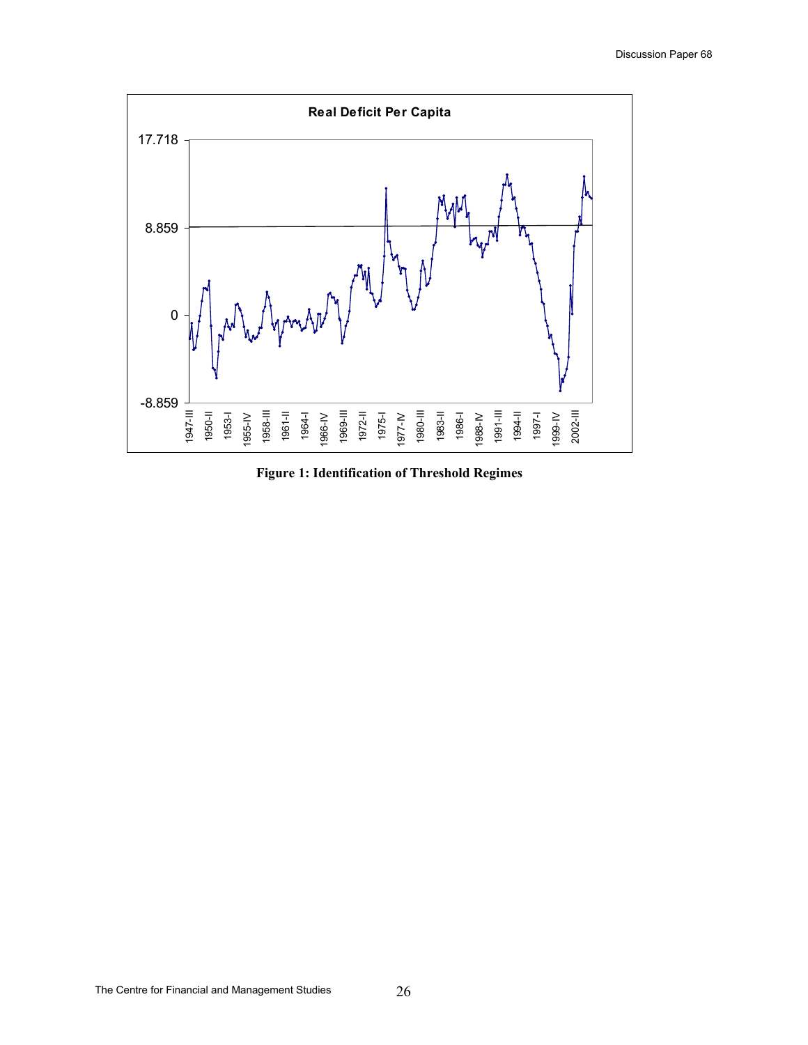**Figure 1: Identification of Threshold Regimes**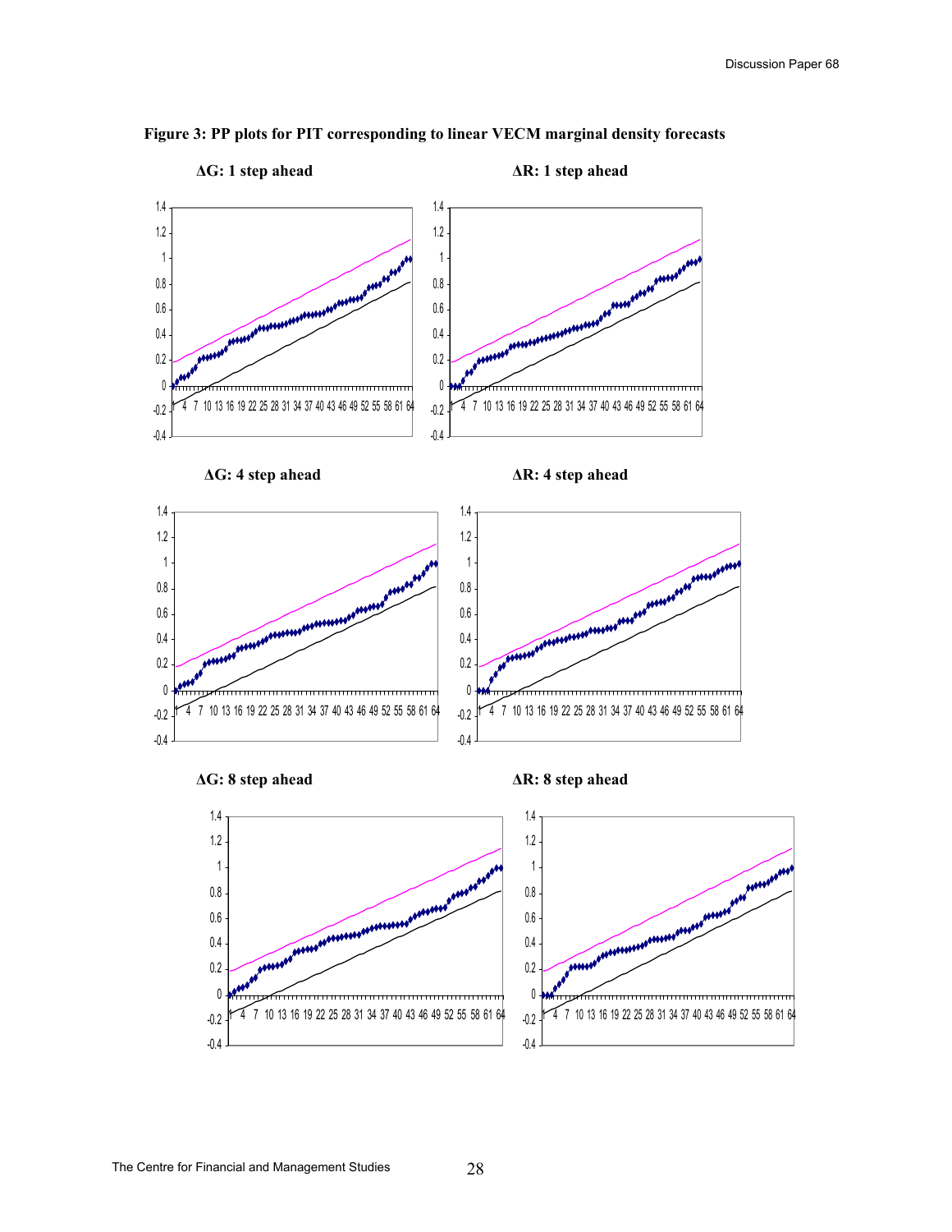**Figure 3: PP plots for PIT corresponding to linear VECM marginal density forecasts**

**ΔG: 1 step ahead**

**ΔR: 1 step ahead**

**ΔG: 4 step ahead**

**ΔR: 4 step ahead**

**ΔG: 8 step ahead**

**ΔR: 8 step ahead**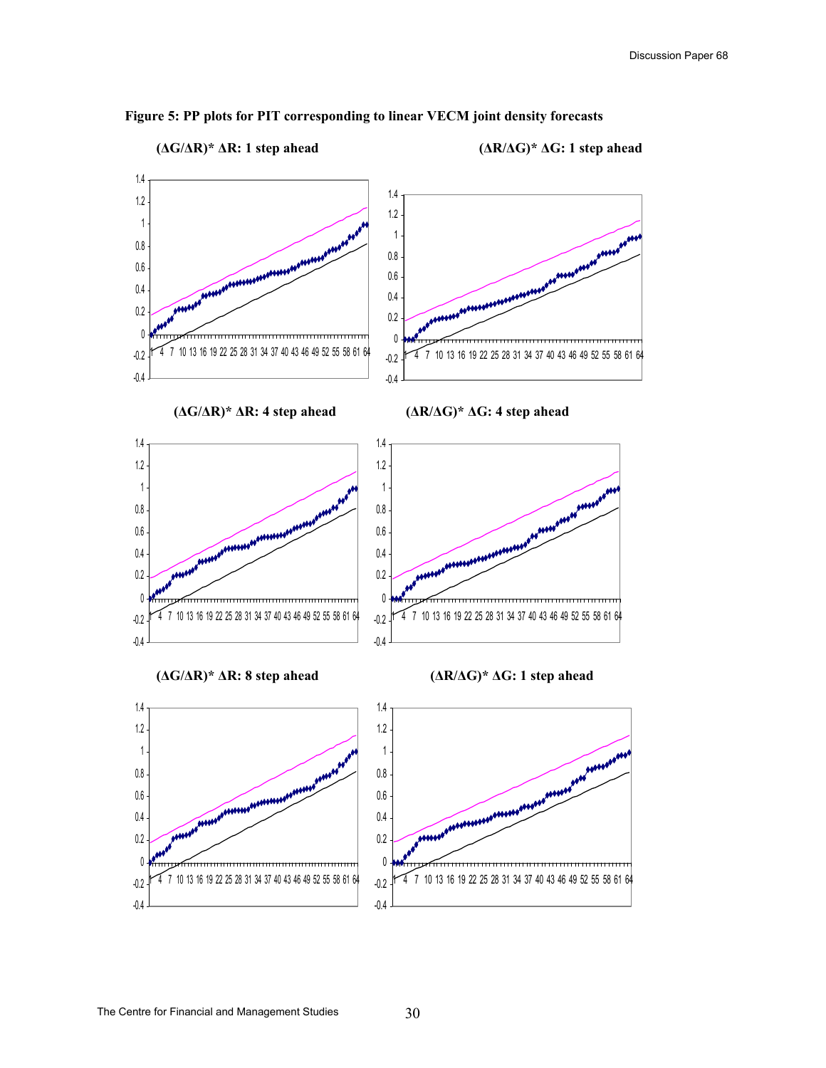**Figure 5: PP plots for PIT corresponding to linear VECM joint density forecasts**

**(ΔG/ΔR)* ΔR: 1 step ahead**

**(ΔR/ΔG)* ΔG: 1 step ahead**

**(ΔG/ΔR)* ΔR: 4 step ahead**

**(ΔR/ΔG)* ΔG: 4 step ahead**

**(ΔG/ΔR)* ΔR: 8 step ahead**

**(ΔR/ΔG)* ΔG: 1 step ahead**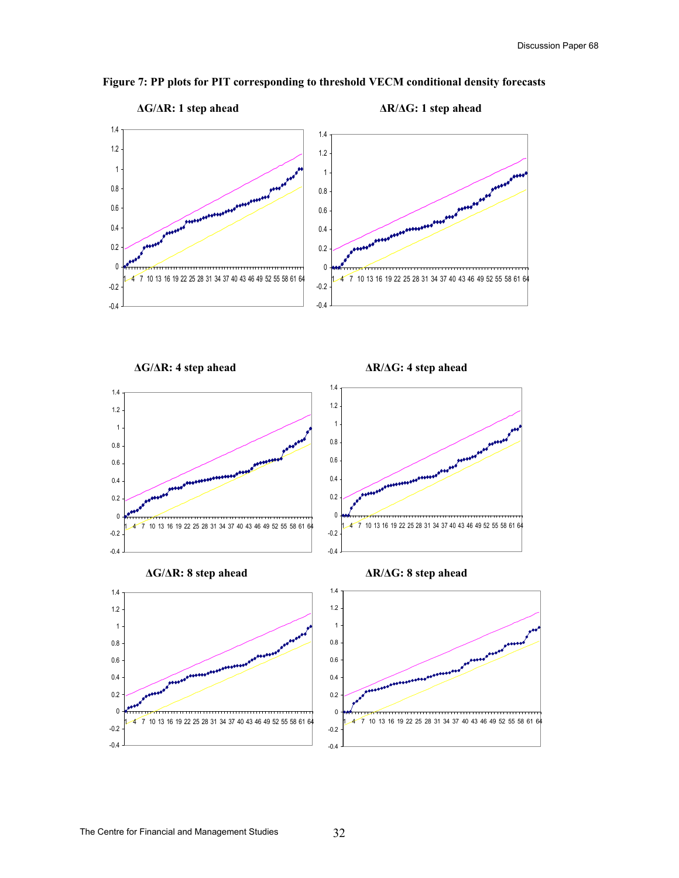**Figure 7: PP plots for PIT corresponding to threshold VECM conditional density forecasts**

**ΔG/ΔR: 1 step ahead**

1.4
1.2
1
0.8
0.6
0.4
0.2
0
-0.2
-0.4
1 4 7 10 13 16 19 22 25 28 31 34 37 40 43 46 49 52 55 58 61 64

**ΔR/ΔG: 1 step ahead**

1.4
1.2
1
0.8
0.6
0.4
0.2
0
-0.2
-0.4
1 4 7 10 13 16 19 22 25 28 31 34 37 40 43 46 49 52 55 58 61 64

**ΔG/ΔR: 4 step ahead**

1.4
1.2
1
0.8
0.6
0.4
0.2
0
-0.2
-0.4
1 4 7 10 13 16 19 22 25 28 31 34 37 40 43 46 49 52 55 58 61 64

**ΔR/ΔG: 4 step ahead**

1.4
1.2
1
0.8
0.6
0.4
0.2
0
-0.2
-0.4
1 4 7 10 13 16 19 22 25 28 31 34 37 40 43 46 49 52 55 58 61 64

**ΔG/ΔR: 8 step ahead**

1.4
1.2
1
0.8
0.6
0.4
0.2
0
-0.2
-0.4
1 4 7 10 13 16 19 22 25 28 31 34 37 40 43 46 49 52 55 58 61 64

**ΔR/ΔG: 8 step ahead**

1.4
1.2
1
0.8
0.6
0.4
0.2
0
-0.2
-0.4
1 4 7 10 13 16 19 22 25 28 31 34 37 40 43 46 49 52 55 58 61 64